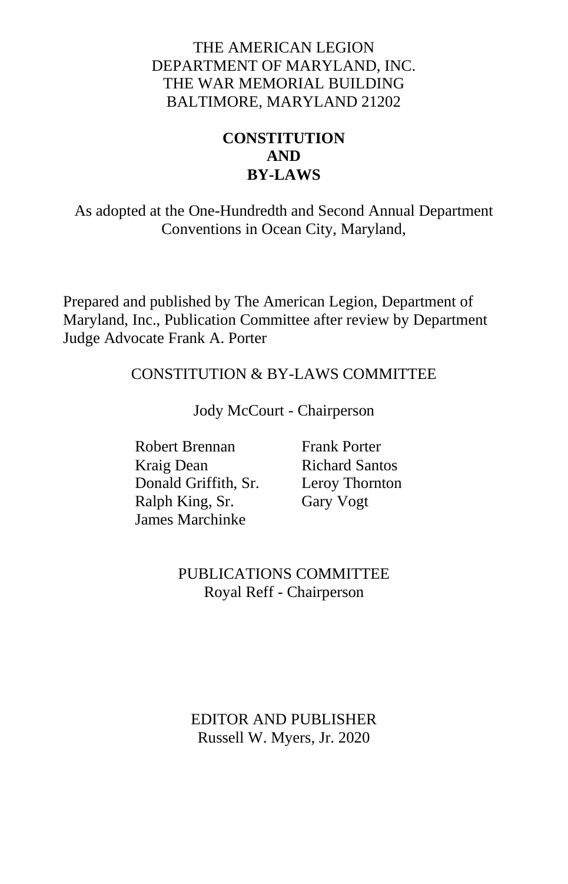THE AMERICAN LEGION
DEPARTMENT OF MARYLAND, INC.
THE WAR MEMORIAL BUILDING
BALTIMORE, MARYLAND 21202

# CONSTITUTION AND BY-LAWS

As adopted at the One-Hundredth and Second Annual Department Conventions in Ocean City, Maryland,

Prepared and published by The American Legion, Department of Maryland, Inc., Publication Committee after review by Department Judge Advocate Frank A. Porter

## CONSTITUTION & BY-LAWS COMMITTEE

Jody McCourt - Chairperson

Robert Brennan
Kraig Dean
Donald Griffith, Sr.
Ralph King, Sr.
James Marchinke
Frank Porter
Richard Santos
Leroy Thornton
Gary Vogt

## PUBLICATIONS COMMITTEE

Royal Reff - Chairperson

## EDITOR AND PUBLISHER

Russell W. Myers, Jr. 2020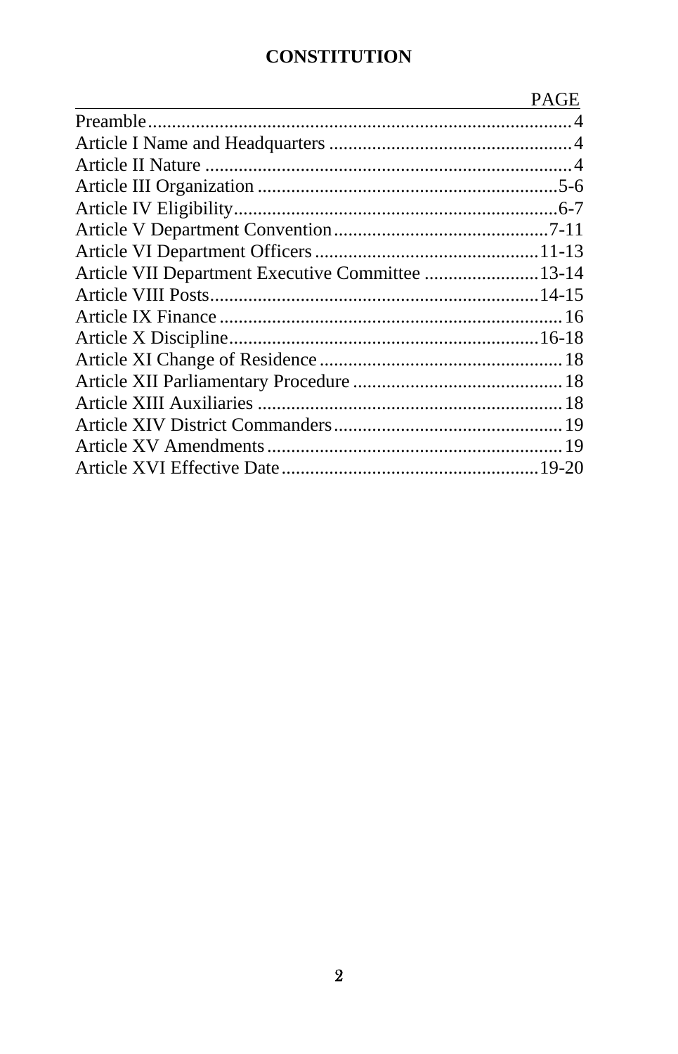# CONSTITUTION

| | PAGE |
|---|---|
| Preamble | 4 |
| Article I Name and Headquarters | 4 |
| Article II Nature | 4 |
| Article III Organization | 5-6 |
| Article IV Eligibility | 6-7 |
| Article V Department Convention | 7-11 |
| Article VI Department Officers | 11-13 |
| Article VII Department Executive Committee | 13-14 |
| Article VIII Posts | 14-15 |
| Article IX Finance | 16 |
| Article X Discipline | 16-18 |
| Article XI Change of Residence | 18 |
| Article XII Parliamentary Procedure | 18 |
| Article XIII Auxiliaries | 18 |
| Article XIV District Commanders | 19 |
| Article XV Amendments | 19 |
| Article XVI Effective Date | 19-20 |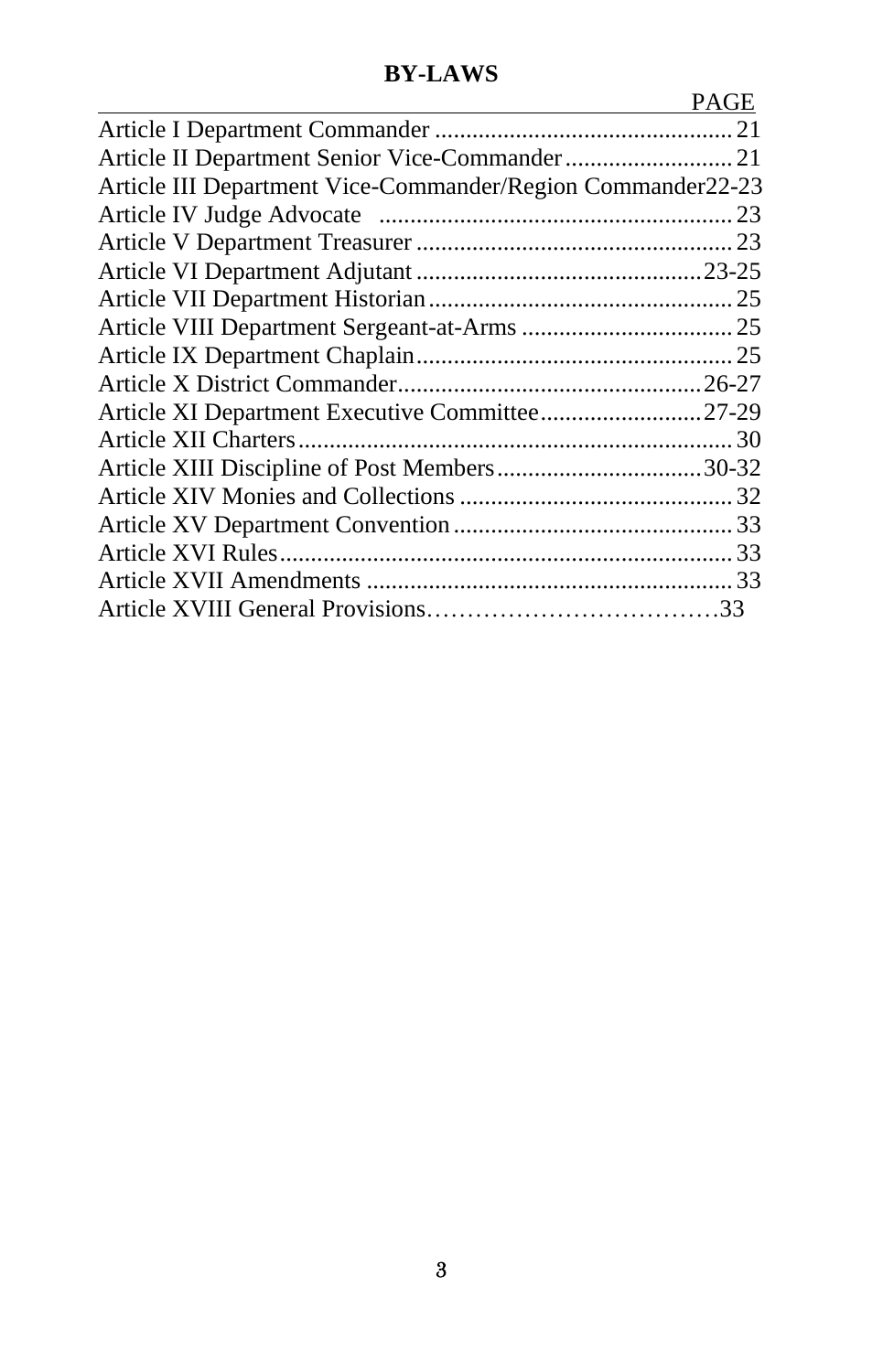**BY-LAWS**

| | PAGE |
|---|---|
| Article I Department Commander | 21 |
| Article II Department Senior Vice-Commander | 21 |
| Article III Department Vice-Commander/Region Commander | 22-23 |
| Article IV Judge Advocate | 23 |
| Article V Department Treasurer | 23 |
| Article VI Department Adjutant | 23-25 |
| Article VII Department Historian | 25 |
| Article VIII Department Sergeant-at-Arms | 25 |
| Article IX Department Chaplain | 25 |
| Article X District Commander | 26-27 |
| Article XI Department Executive Committee | 27-29 |
| Article XII Charters | 30 |
| Article XIII Discipline of Post Members | 30-32 |
| Article XIV Monies and Collections | 32 |
| Article XV Department Convention | 33 |
| Article XVI Rules | 33 |
| Article XVII Amendments | 33 |
| Article XVIII General Provisions | 33 |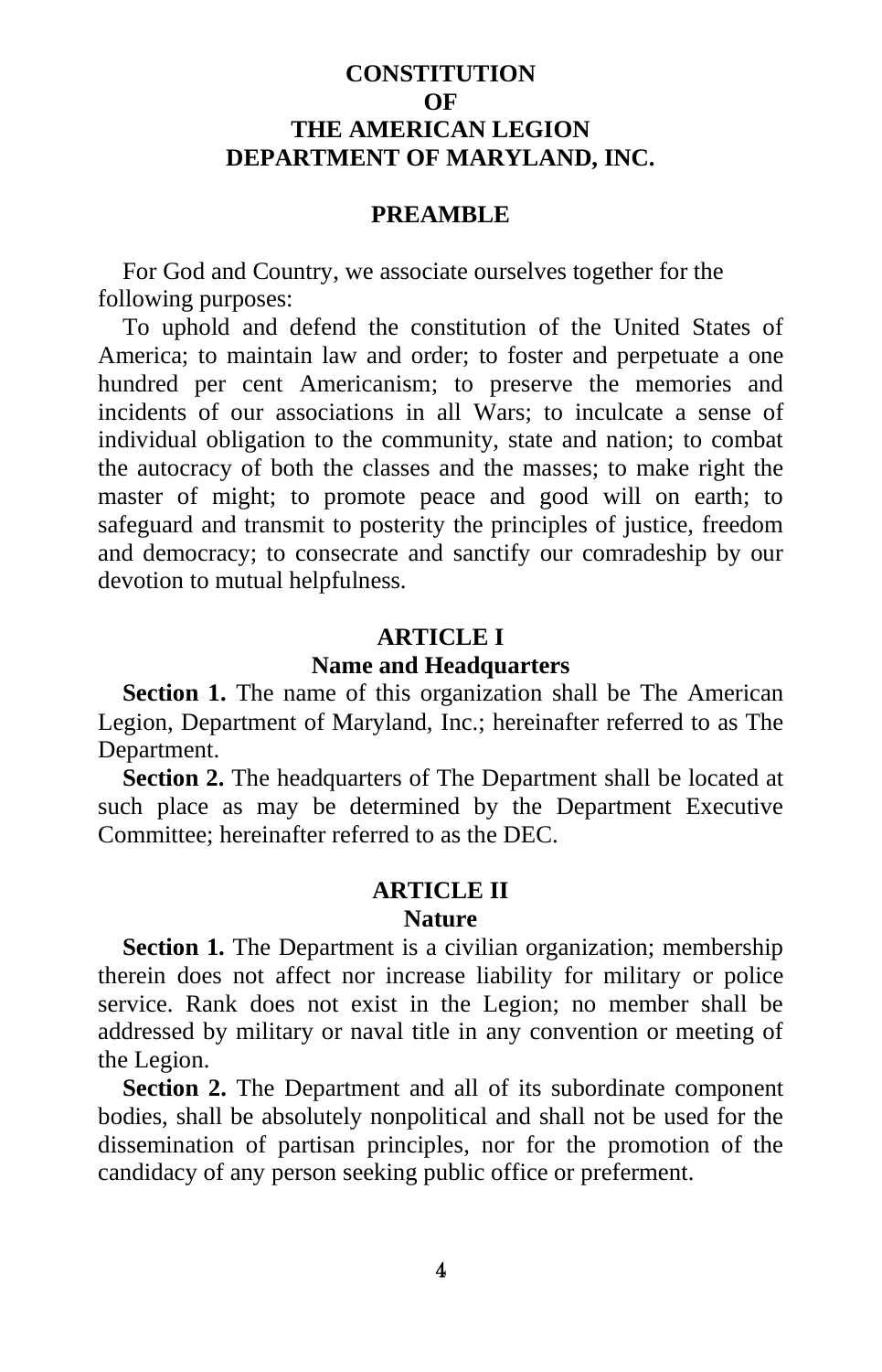# CONSTITUTION OF THE AMERICAN LEGION DEPARTMENT OF MARYLAND, INC.

## PREAMBLE

For God and Country, we associate ourselves together for the following purposes:

To uphold and defend the constitution of the United States of America; to maintain law and order; to foster and perpetuate a one hundred per cent Americanism; to preserve the memories and incidents of our associations in all Wars; to inculcate a sense of individual obligation to the community, state and nation; to combat the autocracy of both the classes and the masses; to make right the master of might; to promote peace and good will on earth; to safeguard and transmit to posterity the principles of justice, freedom and democracy; to consecrate and sanctify our comradeship by our devotion to mutual helpfulness.

## ARTICLE I
### Name and Headquarters

**Section 1.** The name of this organization shall be The American Legion, Department of Maryland, Inc.; hereinafter referred to as The Department.

**Section 2.** The headquarters of The Department shall be located at such place as may be determined by the Department Executive Committee; hereinafter referred to as the DEC.

## ARTICLE II
### Nature

**Section 1.** The Department is a civilian organization; membership therein does not affect nor increase liability for military or police service. Rank does not exist in the Legion; no member shall be addressed by military or naval title in any convention or meeting of the Legion.

**Section 2.** The Department and all of its subordinate component bodies, shall be absolutely nonpolitical and shall not be used for the dissemination of partisan principles, nor for the promotion of the candidacy of any person seeking public office or preferment.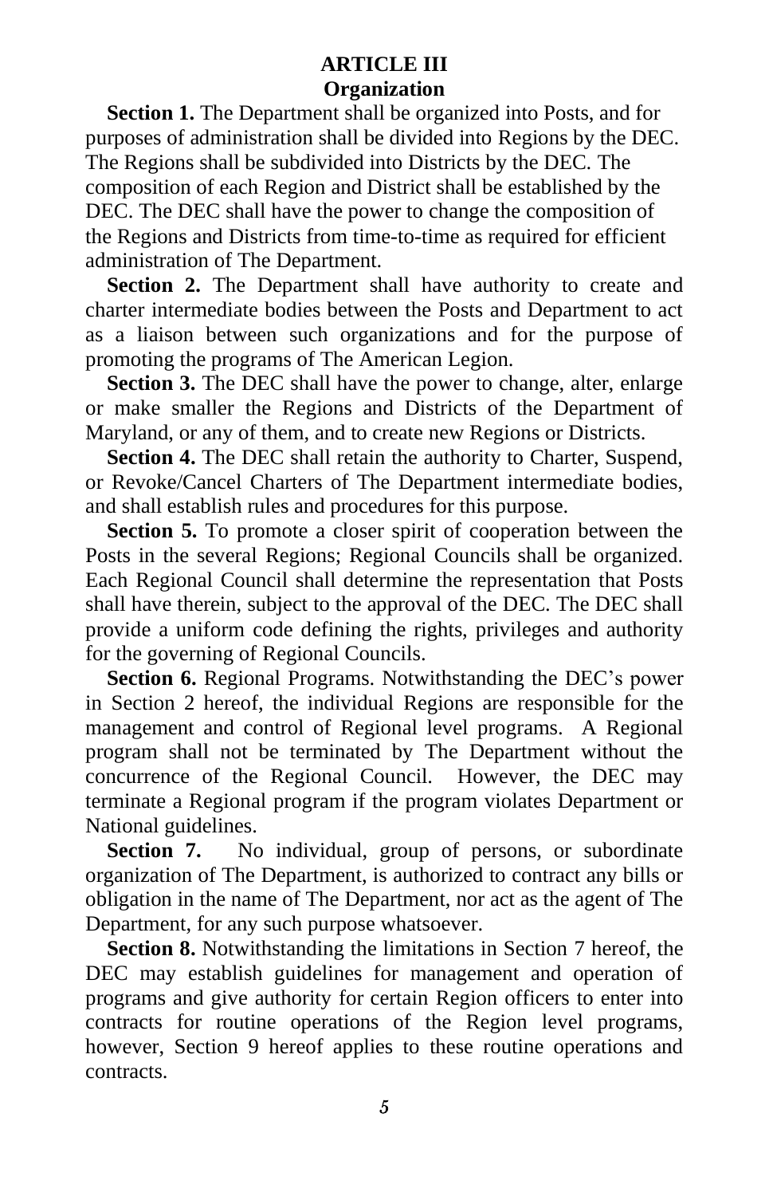## ARTICLE III
## Organization

**Section 1.** The Department shall be organized into Posts, and for purposes of administration shall be divided into Regions by the DEC. The Regions shall be subdivided into Districts by the DEC. The composition of each Region and District shall be established by the DEC. The DEC shall have the power to change the composition of the Regions and Districts from time-to-time as required for efficient administration of The Department.

**Section 2.** The Department shall have authority to create and charter intermediate bodies between the Posts and Department to act as a liaison between such organizations and for the purpose of promoting the programs of The American Legion.

**Section 3.** The DEC shall have the power to change, alter, enlarge or make smaller the Regions and Districts of the Department of Maryland, or any of them, and to create new Regions or Districts.

**Section 4.** The DEC shall retain the authority to Charter, Suspend, or Revoke/Cancel Charters of The Department intermediate bodies, and shall establish rules and procedures for this purpose.

**Section 5.** To promote a closer spirit of cooperation between the Posts in the several Regions; Regional Councils shall be organized. Each Regional Council shall determine the representation that Posts shall have therein, subject to the approval of the DEC. The DEC shall provide a uniform code defining the rights, privileges and authority for the governing of Regional Councils.

**Section 6.** Regional Programs. Notwithstanding the DEC's power in Section 2 hereof, the individual Regions are responsible for the management and control of Regional level programs. A Regional program shall not be terminated by The Department without the concurrence of the Regional Council. However, the DEC may terminate a Regional program if the program violates Department or National guidelines.

**Section 7.** No individual, group of persons, or subordinate organization of The Department, is authorized to contract any bills or obligation in the name of The Department, nor act as the agent of The Department, for any such purpose whatsoever.

**Section 8.** Notwithstanding the limitations in Section 7 hereof, the DEC may establish guidelines for management and operation of programs and give authority for certain Region officers to enter into contracts for routine operations of the Region level programs, however, Section 9 hereof applies to these routine operations and contracts.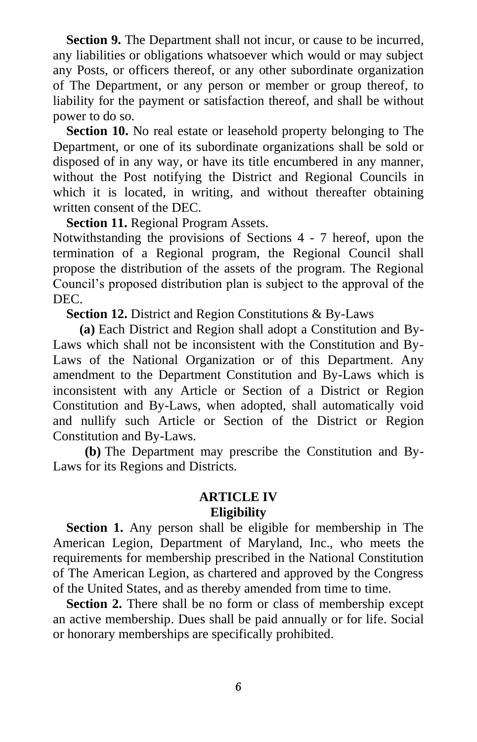**Section 9.** The Department shall not incur, or cause to be incurred, any liabilities or obligations whatsoever which would or may subject any Posts, or officers thereof, or any other subordinate organization of The Department, or any person or member or group thereof, to liability for the payment or satisfaction thereof, and shall be without power to do so.

**Section 10.** No real estate or leasehold property belonging to The Department, or one of its subordinate organizations shall be sold or disposed of in any way, or have its title encumbered in any manner, without the Post notifying the District and Regional Councils in which it is located, in writing, and without thereafter obtaining written consent of the DEC.

**Section 11.** Regional Program Assets.

Notwithstanding the provisions of Sections 4 - 7 hereof, upon the termination of a Regional program, the Regional Council shall propose the distribution of the assets of the program. The Regional Council's proposed distribution plan is subject to the approval of the DEC.

**Section 12.** District and Region Constitutions & By-Laws

**(a)** Each District and Region shall adopt a Constitution and By-Laws which shall not be inconsistent with the Constitution and By-Laws of the National Organization or of this Department. Any amendment to the Department Constitution and By-Laws which is inconsistent with any Article or Section of a District or Region Constitution and By-Laws, when adopted, shall automatically void and nullify such Article or Section of the District or Region Constitution and By-Laws.

**(b)** The Department may prescribe the Constitution and By-Laws for its Regions and Districts.

## ARTICLE IV
## Eligibility

**Section 1.** Any person shall be eligible for membership in The American Legion, Department of Maryland, Inc., who meets the requirements for membership prescribed in the National Constitution of The American Legion, as chartered and approved by the Congress of the United States, and as thereby amended from time to time.

**Section 2.** There shall be no form or class of membership except an active membership. Dues shall be paid annually or for life. Social or honorary memberships are specifically prohibited.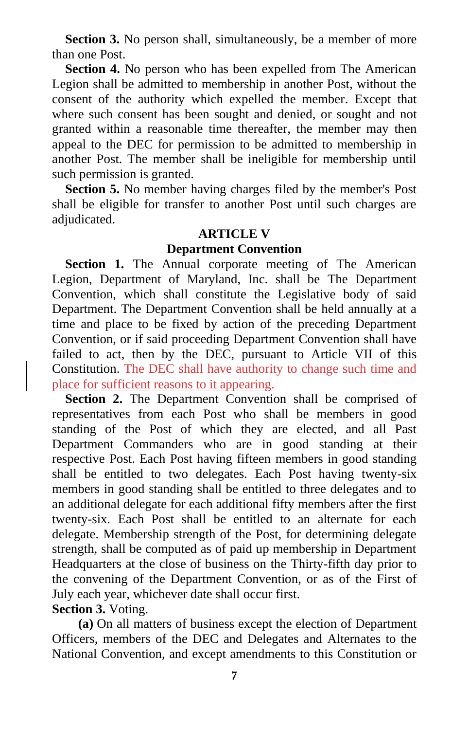**Section 3.** No person shall, simultaneously, be a member of more than one Post.

**Section 4.** No person who has been expelled from The American Legion shall be admitted to membership in another Post, without the consent of the authority which expelled the member. Except that where such consent has been sought and denied, or sought and not granted within a reasonable time thereafter, the member may then appeal to the DEC for permission to be admitted to membership in another Post. The member shall be ineligible for membership until such permission is granted.

**Section 5.** No member having charges filed by the member's Post shall be eligible for transfer to another Post until such charges are adjudicated.

## ARTICLE V

### Department Convention

**Section 1.** The Annual corporate meeting of The American Legion, Department of Maryland, Inc. shall be The Department Convention, which shall constitute the Legislative body of said Department. The Department Convention shall be held annually at a time and place to be fixed by action of the preceding Department Convention, or if said proceeding Department Convention shall have failed to act, then by the DEC, pursuant to Article VII of this Constitution. The DEC shall have authority to change such time and place for sufficient reasons to it appearing.

**Section 2.** The Department Convention shall be comprised of representatives from each Post who shall be members in good standing of the Post of which they are elected, and all Past Department Commanders who are in good standing at their respective Post. Each Post having fifteen members in good standing shall be entitled to two delegates. Each Post having twenty-six members in good standing shall be entitled to three delegates and to an additional delegate for each additional fifty members after the first twenty-six. Each Post shall be entitled to an alternate for each delegate. Membership strength of the Post, for determining delegate strength, shall be computed as of paid up membership in Department Headquarters at the close of business on the Thirty-fifth day prior to the convening of the Department Convention, or as of the First of July each year, whichever date shall occur first.

**Section 3.** Voting.

**(a)** On all matters of business except the election of Department Officers, members of the DEC and Delegates and Alternates to the National Convention, and except amendments to this Constitution or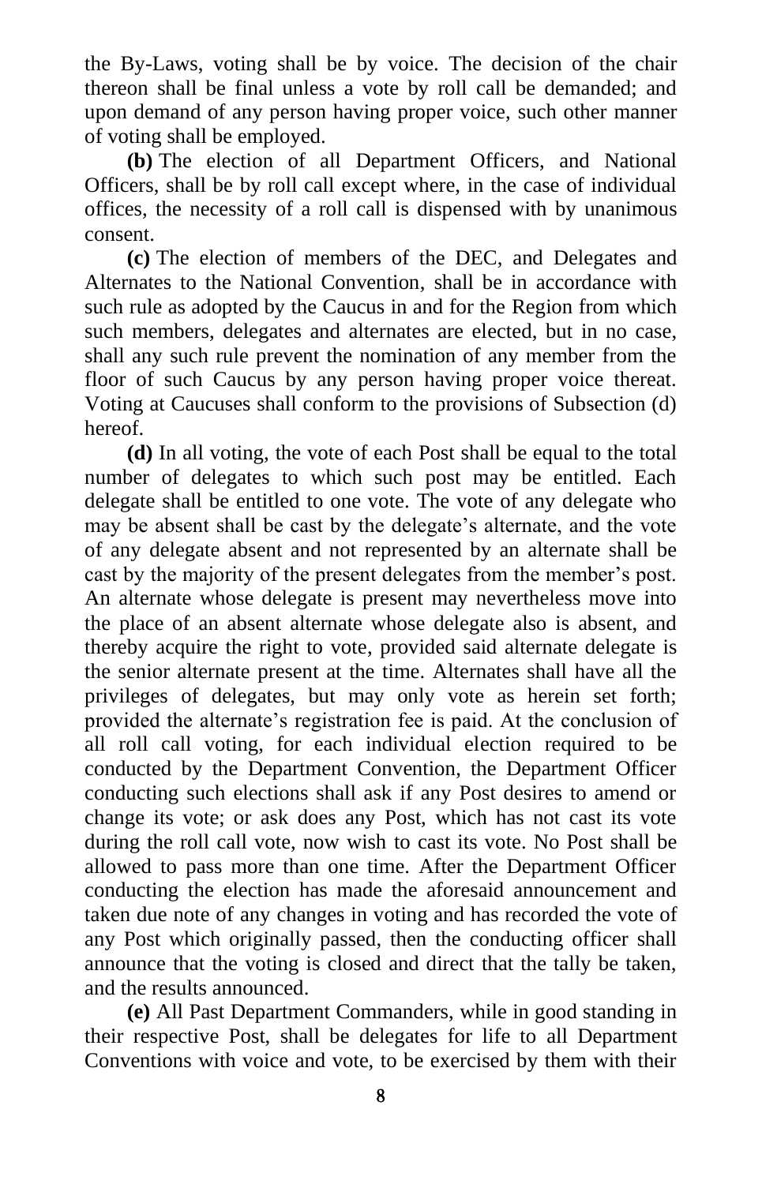the By-Laws, voting shall be by voice. The decision of the chair thereon shall be final unless a vote by roll call be demanded; and upon demand of any person having proper voice, such other manner of voting shall be employed.

**(b)** The election of all Department Officers, and National Officers, shall be by roll call except where, in the case of individual offices, the necessity of a roll call is dispensed with by unanimous consent.

**(c)** The election of members of the DEC, and Delegates and Alternates to the National Convention, shall be in accordance with such rule as adopted by the Caucus in and for the Region from which such members, delegates and alternates are elected, but in no case, shall any such rule prevent the nomination of any member from the floor of such Caucus by any person having proper voice thereat. Voting at Caucuses shall conform to the provisions of Subsection (d) hereof.

**(d)** In all voting, the vote of each Post shall be equal to the total number of delegates to which such post may be entitled. Each delegate shall be entitled to one vote. The vote of any delegate who may be absent shall be cast by the delegate's alternate, and the vote of any delegate absent and not represented by an alternate shall be cast by the majority of the present delegates from the member's post. An alternate whose delegate is present may nevertheless move into the place of an absent alternate whose delegate also is absent, and thereby acquire the right to vote, provided said alternate delegate is the senior alternate present at the time. Alternates shall have all the privileges of delegates, but may only vote as herein set forth; provided the alternate's registration fee is paid. At the conclusion of all roll call voting, for each individual election required to be conducted by the Department Convention, the Department Officer conducting such elections shall ask if any Post desires to amend or change its vote; or ask does any Post, which has not cast its vote during the roll call vote, now wish to cast its vote. No Post shall be allowed to pass more than one time. After the Department Officer conducting the election has made the aforesaid announcement and taken due note of any changes in voting and has recorded the vote of any Post which originally passed, then the conducting officer shall announce that the voting is closed and direct that the tally be taken, and the results announced.

**(e)** All Past Department Commanders, while in good standing in their respective Post, shall be delegates for life to all Department Conventions with voice and vote, to be exercised by them with their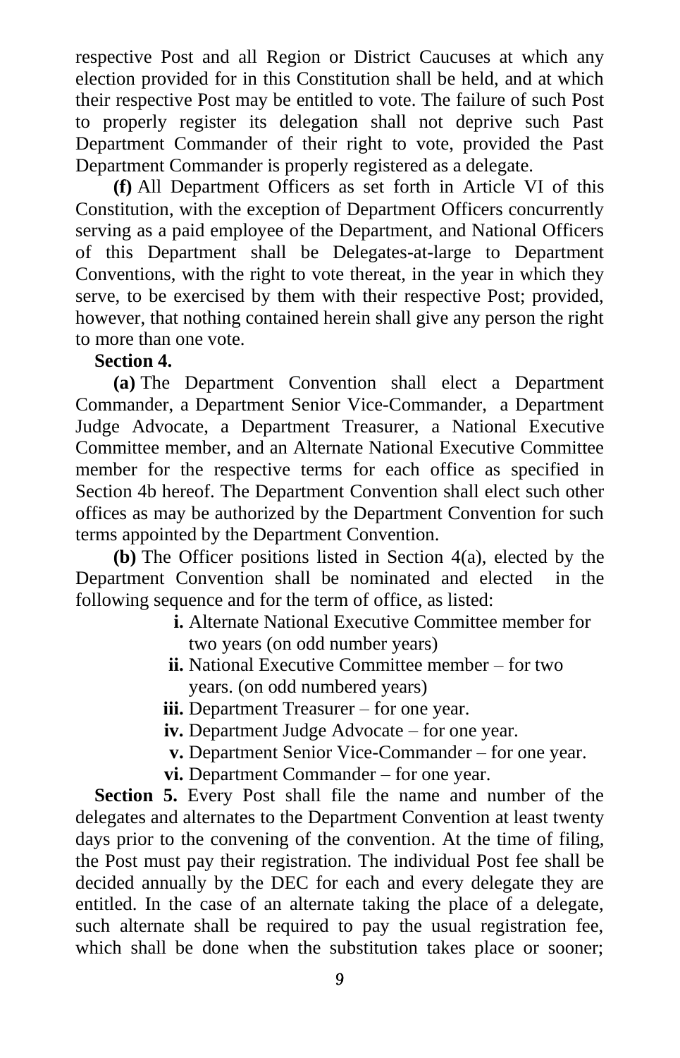respective Post and all Region or District Caucuses at which any election provided for in this Constitution shall be held, and at which their respective Post may be entitled to vote. The failure of such Post to properly register its delegation shall not deprive such Past Department Commander of their right to vote, provided the Past Department Commander is properly registered as a delegate.

**(f)** All Department Officers as set forth in Article VI of this Constitution, with the exception of Department Officers concurrently serving as a paid employee of the Department, and National Officers of this Department shall be Delegates-at-large to Department Conventions, with the right to vote thereat, in the year in which they serve, to be exercised by them with their respective Post; provided, however, that nothing contained herein shall give any person the right to more than one vote.

**Section 4.**

**(a)** The Department Convention shall elect a Department Commander, a Department Senior Vice-Commander, a Department Judge Advocate, a Department Treasurer, a National Executive Committee member, and an Alternate National Executive Committee member for the respective terms for each office as specified in Section 4b hereof. The Department Convention shall elect such other offices as may be authorized by the Department Convention for such terms appointed by the Department Convention.

**(b)** The Officer positions listed in Section 4(a), elected by the Department Convention shall be nominated and elected in the following sequence and for the term of office, as listed:

- **i.** Alternate National Executive Committee member for two years (on odd number years)
- **ii.** National Executive Committee member – for two years. (on odd numbered years)
- **iii.** Department Treasurer – for one year.
- **iv.** Department Judge Advocate – for one year.
- **v.** Department Senior Vice-Commander – for one year.
- **vi.** Department Commander – for one year.

**Section 5.** Every Post shall file the name and number of the delegates and alternates to the Department Convention at least twenty days prior to the convening of the convention. At the time of filing, the Post must pay their registration. The individual Post fee shall be decided annually by the DEC for each and every delegate they are entitled. In the case of an alternate taking the place of a delegate, such alternate shall be required to pay the usual registration fee, which shall be done when the substitution takes place or sooner;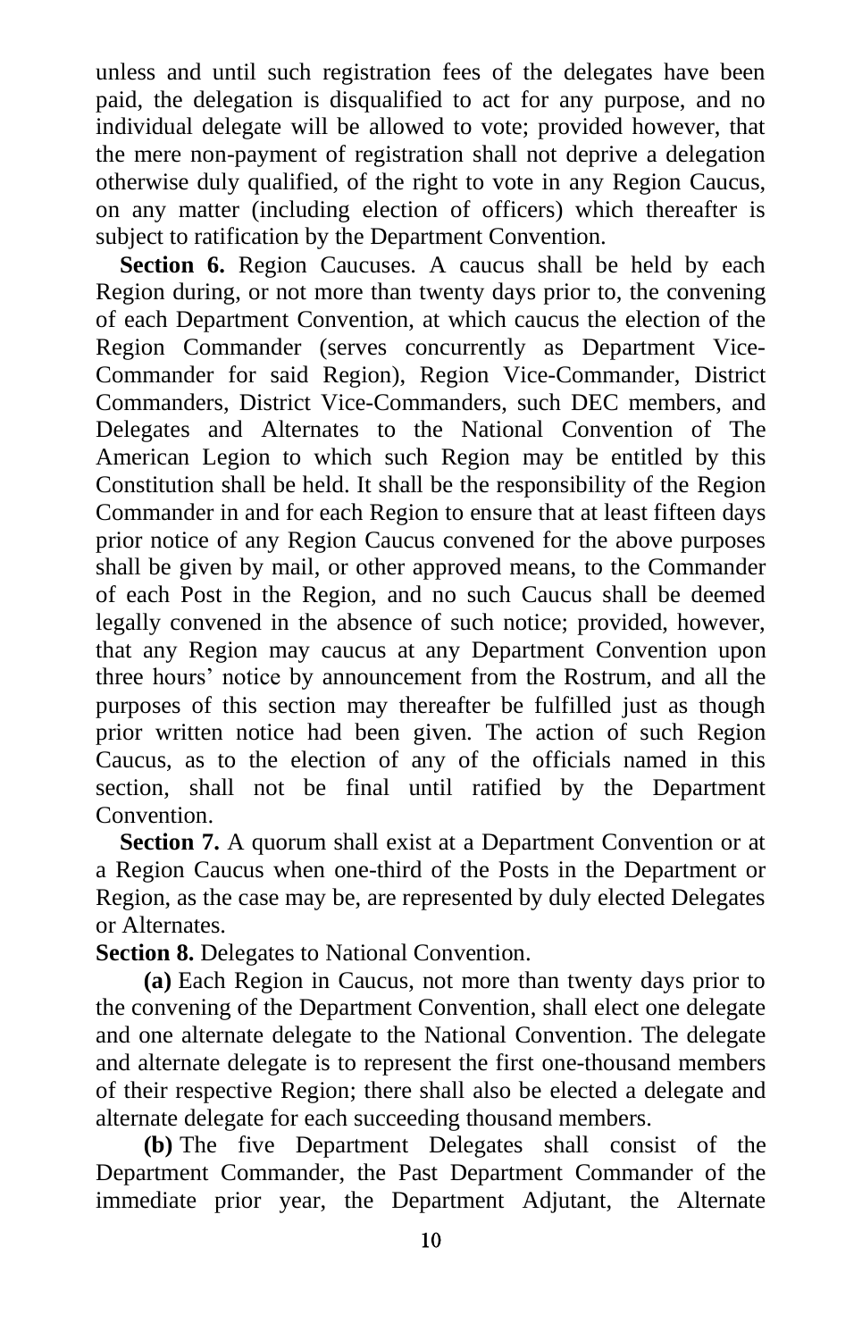unless and until such registration fees of the delegates have been paid, the delegation is disqualified to act for any purpose, and no individual delegate will be allowed to vote; provided however, that the mere non-payment of registration shall not deprive a delegation otherwise duly qualified, of the right to vote in any Region Caucus, on any matter (including election of officers) which thereafter is subject to ratification by the Department Convention.

**Section 6.** Region Caucuses. A caucus shall be held by each Region during, or not more than twenty days prior to, the convening of each Department Convention, at which caucus the election of the Region Commander (serves concurrently as Department Vice-Commander for said Region), Region Vice-Commander, District Commanders, District Vice-Commanders, such DEC members, and Delegates and Alternates to the National Convention of The American Legion to which such Region may be entitled by this Constitution shall be held. It shall be the responsibility of the Region Commander in and for each Region to ensure that at least fifteen days prior notice of any Region Caucus convened for the above purposes shall be given by mail, or other approved means, to the Commander of each Post in the Region, and no such Caucus shall be deemed legally convened in the absence of such notice; provided, however, that any Region may caucus at any Department Convention upon three hours' notice by announcement from the Rostrum, and all the purposes of this section may thereafter be fulfilled just as though prior written notice had been given. The action of such Region Caucus, as to the election of any of the officials named in this section, shall not be final until ratified by the Department Convention.

**Section 7.** A quorum shall exist at a Department Convention or at a Region Caucus when one-third of the Posts in the Department or Region, as the case may be, are represented by duly elected Delegates or Alternates.

**Section 8.** Delegates to National Convention.

**(a)** Each Region in Caucus, not more than twenty days prior to the convening of the Department Convention, shall elect one delegate and one alternate delegate to the National Convention. The delegate and alternate delegate is to represent the first one-thousand members of their respective Region; there shall also be elected a delegate and alternate delegate for each succeeding thousand members.

**(b)** The five Department Delegates shall consist of the Department Commander, the Past Department Commander of the immediate prior year, the Department Adjutant, the Alternate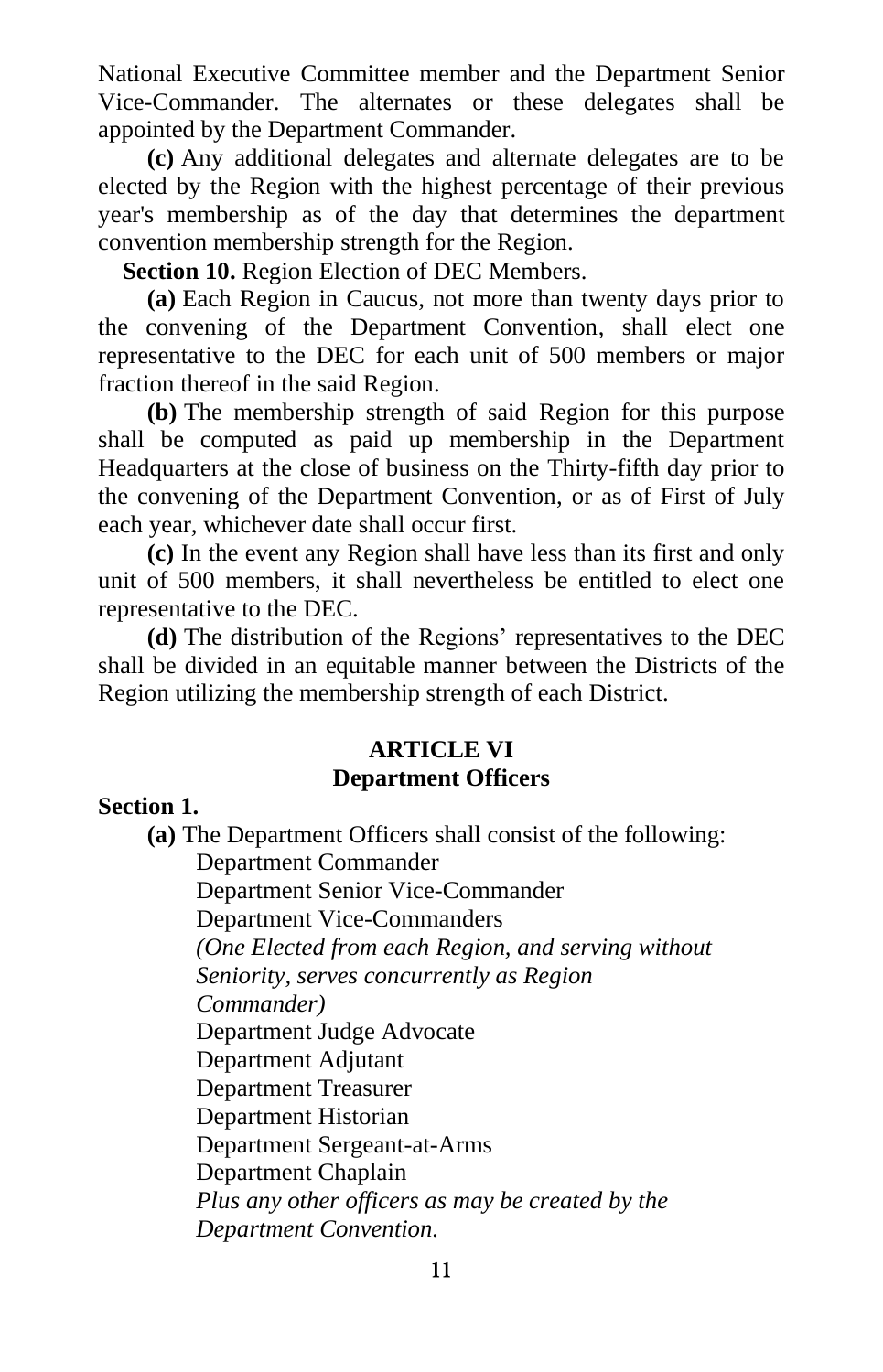National Executive Committee member and the Department Senior Vice-Commander. The alternates or these delegates shall be appointed by the Department Commander.

**(c)** Any additional delegates and alternate delegates are to be elected by the Region with the highest percentage of their previous year's membership as of the day that determines the department convention membership strength for the Region.

**Section 10.** Region Election of DEC Members.

**(a)** Each Region in Caucus, not more than twenty days prior to the convening of the Department Convention, shall elect one representative to the DEC for each unit of 500 members or major fraction thereof in the said Region.

**(b)** The membership strength of said Region for this purpose shall be computed as paid up membership in the Department Headquarters at the close of business on the Thirty-fifth day prior to the convening of the Department Convention, or as of First of July each year, whichever date shall occur first.

**(c)** In the event any Region shall have less than its first and only unit of 500 members, it shall nevertheless be entitled to elect one representative to the DEC.

**(d)** The distribution of the Regions' representatives to the DEC shall be divided in an equitable manner between the Districts of the Region utilizing the membership strength of each District.

## ARTICLE VI
## Department Officers

**Section 1.**

**(a)** The Department Officers shall consist of the following:

Department Commander
Department Senior Vice-Commander
Department Vice-Commanders
*(One Elected from each Region, and serving without Seniority, serves concurrently as Region Commander)*
Department Judge Advocate
Department Adjutant
Department Treasurer
Department Historian
Department Sergeant-at-Arms
Department Chaplain
*Plus any other officers as may be created by the Department Convention.*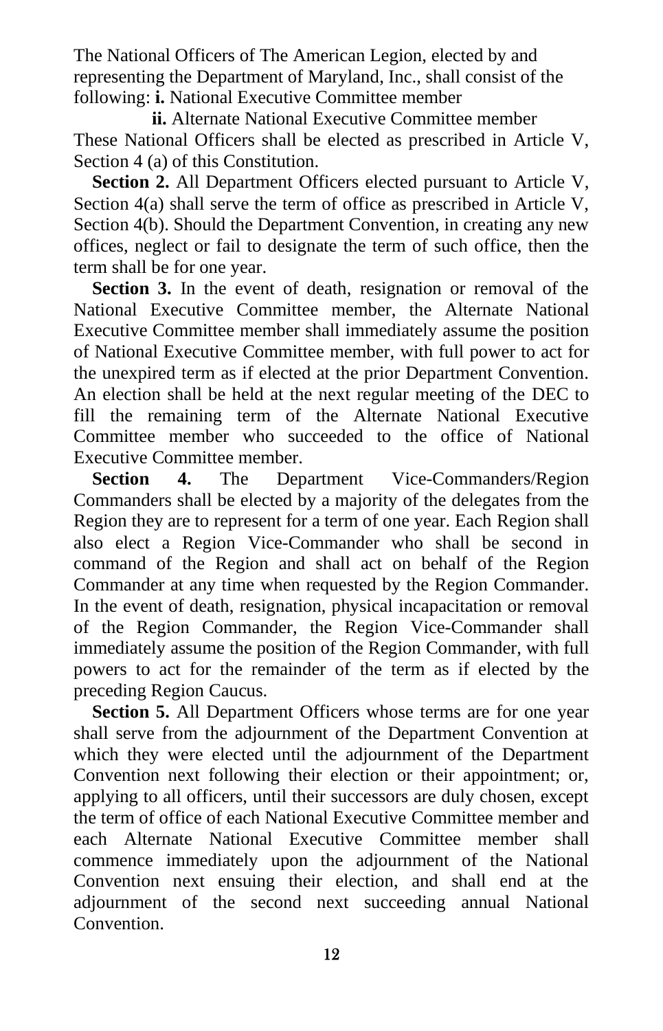The National Officers of The American Legion, elected by and representing the Department of Maryland, Inc., shall consist of the following: **i.** National Executive Committee member

**ii.** Alternate National Executive Committee member

These National Officers shall be elected as prescribed in Article V, Section 4 (a) of this Constitution.

**Section 2.** All Department Officers elected pursuant to Article V, Section 4(a) shall serve the term of office as prescribed in Article V, Section 4(b). Should the Department Convention, in creating any new offices, neglect or fail to designate the term of such office, then the term shall be for one year.

**Section 3.** In the event of death, resignation or removal of the National Executive Committee member, the Alternate National Executive Committee member shall immediately assume the position of National Executive Committee member, with full power to act for the unexpired term as if elected at the prior Department Convention. An election shall be held at the next regular meeting of the DEC to fill the remaining term of the Alternate National Executive Committee member who succeeded to the office of National Executive Committee member.

**Section 4.** The Department Vice-Commanders/Region Commanders shall be elected by a majority of the delegates from the Region they are to represent for a term of one year. Each Region shall also elect a Region Vice-Commander who shall be second in command of the Region and shall act on behalf of the Region Commander at any time when requested by the Region Commander. In the event of death, resignation, physical incapacitation or removal of the Region Commander, the Region Vice-Commander shall immediately assume the position of the Region Commander, with full powers to act for the remainder of the term as if elected by the preceding Region Caucus.

**Section 5.** All Department Officers whose terms are for one year shall serve from the adjournment of the Department Convention at which they were elected until the adjournment of the Department Convention next following their election or their appointment; or, applying to all officers, until their successors are duly chosen, except the term of office of each National Executive Committee member and each Alternate National Executive Committee member shall commence immediately upon the adjournment of the National Convention next ensuing their election, and shall end at the adjournment of the second next succeeding annual National Convention.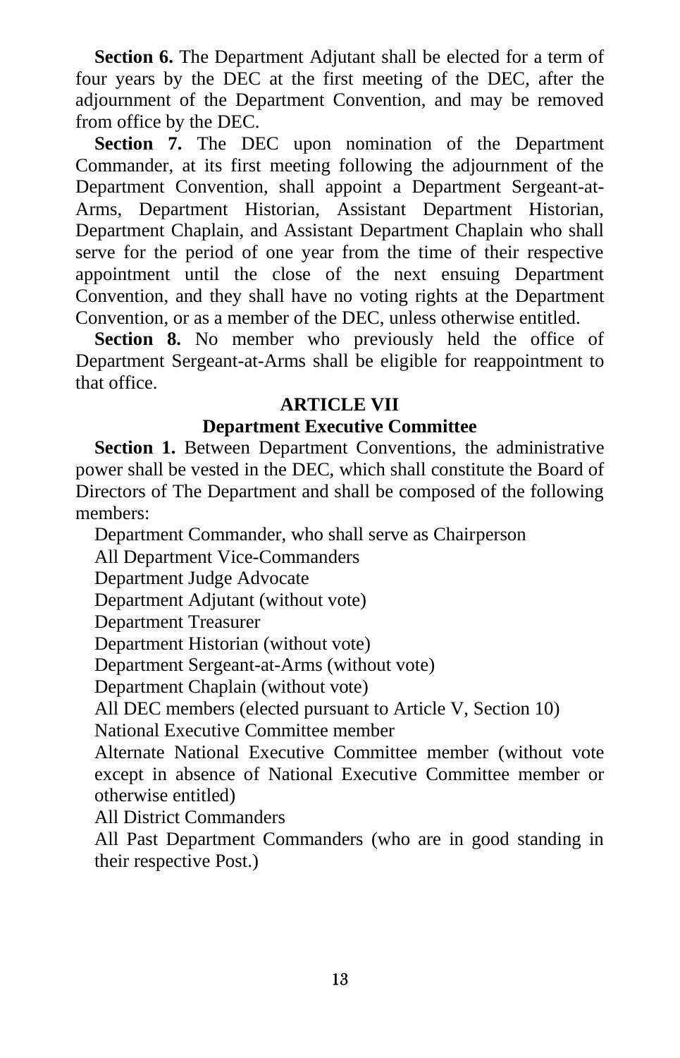**Section 6.** The Department Adjutant shall be elected for a term of four years by the DEC at the first meeting of the DEC, after the adjournment of the Department Convention, and may be removed from office by the DEC.

**Section 7.** The DEC upon nomination of the Department Commander, at its first meeting following the adjournment of the Department Convention, shall appoint a Department Sergeant-at-Arms, Department Historian, Assistant Department Historian, Department Chaplain, and Assistant Department Chaplain who shall serve for the period of one year from the time of their respective appointment until the close of the next ensuing Department Convention, and they shall have no voting rights at the Department Convention, or as a member of the DEC, unless otherwise entitled.

**Section 8.** No member who previously held the office of Department Sergeant-at-Arms shall be eligible for reappointment to that office.

## ARTICLE VII
## Department Executive Committee

**Section 1.** Between Department Conventions, the administrative power shall be vested in the DEC, which shall constitute the Board of Directors of The Department and shall be composed of the following members:

Department Commander, who shall serve as Chairperson

All Department Vice-Commanders

Department Judge Advocate

Department Adjutant (without vote)

Department Treasurer

Department Historian (without vote)

Department Sergeant-at-Arms (without vote)

Department Chaplain (without vote)

All DEC members (elected pursuant to Article V, Section 10)

National Executive Committee member

Alternate National Executive Committee member (without vote except in absence of National Executive Committee member or otherwise entitled)

All District Commanders

All Past Department Commanders (who are in good standing in their respective Post.)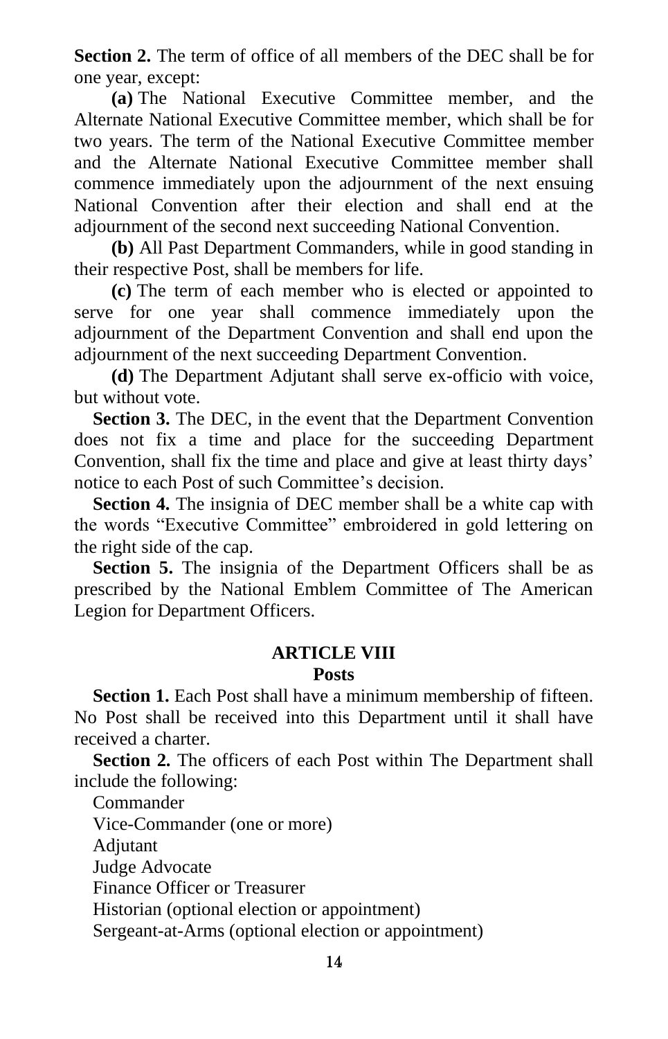**Section 2.** The term of office of all members of the DEC shall be for one year, except:

**(a)** The National Executive Committee member, and the Alternate National Executive Committee member, which shall be for two years. The term of the National Executive Committee member and the Alternate National Executive Committee member shall commence immediately upon the adjournment of the next ensuing National Convention after their election and shall end at the adjournment of the second next succeeding National Convention.

**(b)** All Past Department Commanders, while in good standing in their respective Post, shall be members for life.

**(c)** The term of each member who is elected or appointed to serve for one year shall commence immediately upon the adjournment of the Department Convention and shall end upon the adjournment of the next succeeding Department Convention.

**(d)** The Department Adjutant shall serve ex-officio with voice, but without vote.

**Section 3.** The DEC, in the event that the Department Convention does not fix a time and place for the succeeding Department Convention, shall fix the time and place and give at least thirty days' notice to each Post of such Committee's decision.

**Section 4.** The insignia of DEC member shall be a white cap with the words "Executive Committee" embroidered in gold lettering on the right side of the cap.

**Section 5.** The insignia of the Department Officers shall be as prescribed by the National Emblem Committee of The American Legion for Department Officers.

## ARTICLE VIII
### Posts

**Section 1.** Each Post shall have a minimum membership of fifteen. No Post shall be received into this Department until it shall have received a charter.

**Section 2.** The officers of each Post within The Department shall include the following:

Commander
Vice-Commander (one or more)
Adjutant
Judge Advocate
Finance Officer or Treasurer
Historian (optional election or appointment)
Sergeant-at-Arms (optional election or appointment)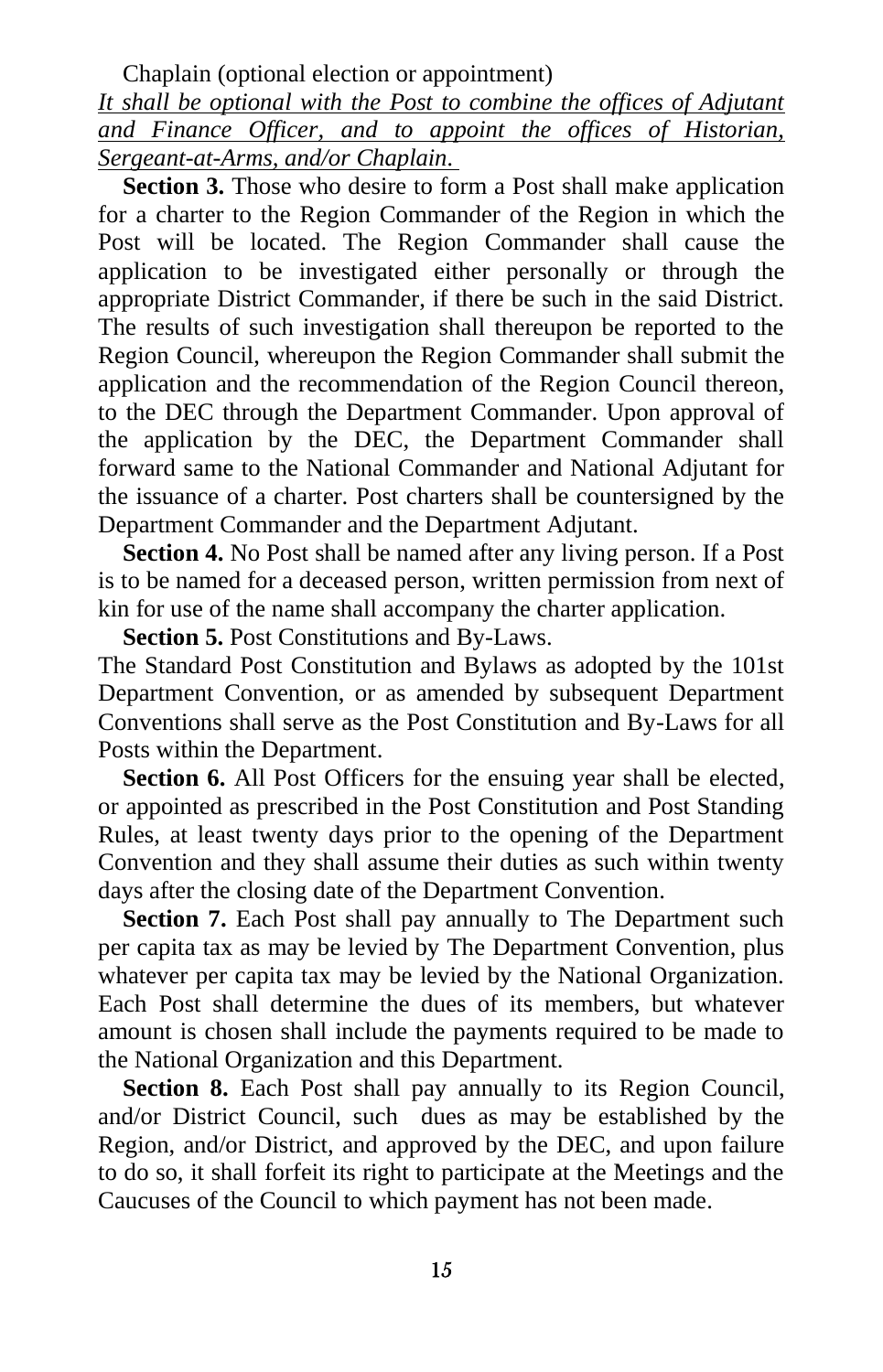Chaplain (optional election or appointment)

*It shall be optional with the Post to combine the offices of Adjutant and Finance Officer, and to appoint the offices of Historian, Sergeant-at-Arms, and/or Chaplain.*

**Section 3.** Those who desire to form a Post shall make application for a charter to the Region Commander of the Region in which the Post will be located. The Region Commander shall cause the application to be investigated either personally or through the appropriate District Commander, if there be such in the said District. The results of such investigation shall thereupon be reported to the Region Council, whereupon the Region Commander shall submit the application and the recommendation of the Region Council thereon, to the DEC through the Department Commander. Upon approval of the application by the DEC, the Department Commander shall forward same to the National Commander and National Adjutant for the issuance of a charter. Post charters shall be countersigned by the Department Commander and the Department Adjutant.

**Section 4.** No Post shall be named after any living person. If a Post is to be named for a deceased person, written permission from next of kin for use of the name shall accompany the charter application.

**Section 5.** Post Constitutions and By-Laws.

The Standard Post Constitution and Bylaws as adopted by the 101st Department Convention, or as amended by subsequent Department Conventions shall serve as the Post Constitution and By-Laws for all Posts within the Department.

**Section 6.** All Post Officers for the ensuing year shall be elected, or appointed as prescribed in the Post Constitution and Post Standing Rules, at least twenty days prior to the opening of the Department Convention and they shall assume their duties as such within twenty days after the closing date of the Department Convention.

**Section 7.** Each Post shall pay annually to The Department such per capita tax as may be levied by The Department Convention, plus whatever per capita tax may be levied by the National Organization. Each Post shall determine the dues of its members, but whatever amount is chosen shall include the payments required to be made to the National Organization and this Department.

**Section 8.** Each Post shall pay annually to its Region Council, and/or District Council, such dues as may be established by the Region, and/or District, and approved by the DEC, and upon failure to do so, it shall forfeit its right to participate at the Meetings and the Caucuses of the Council to which payment has not been made.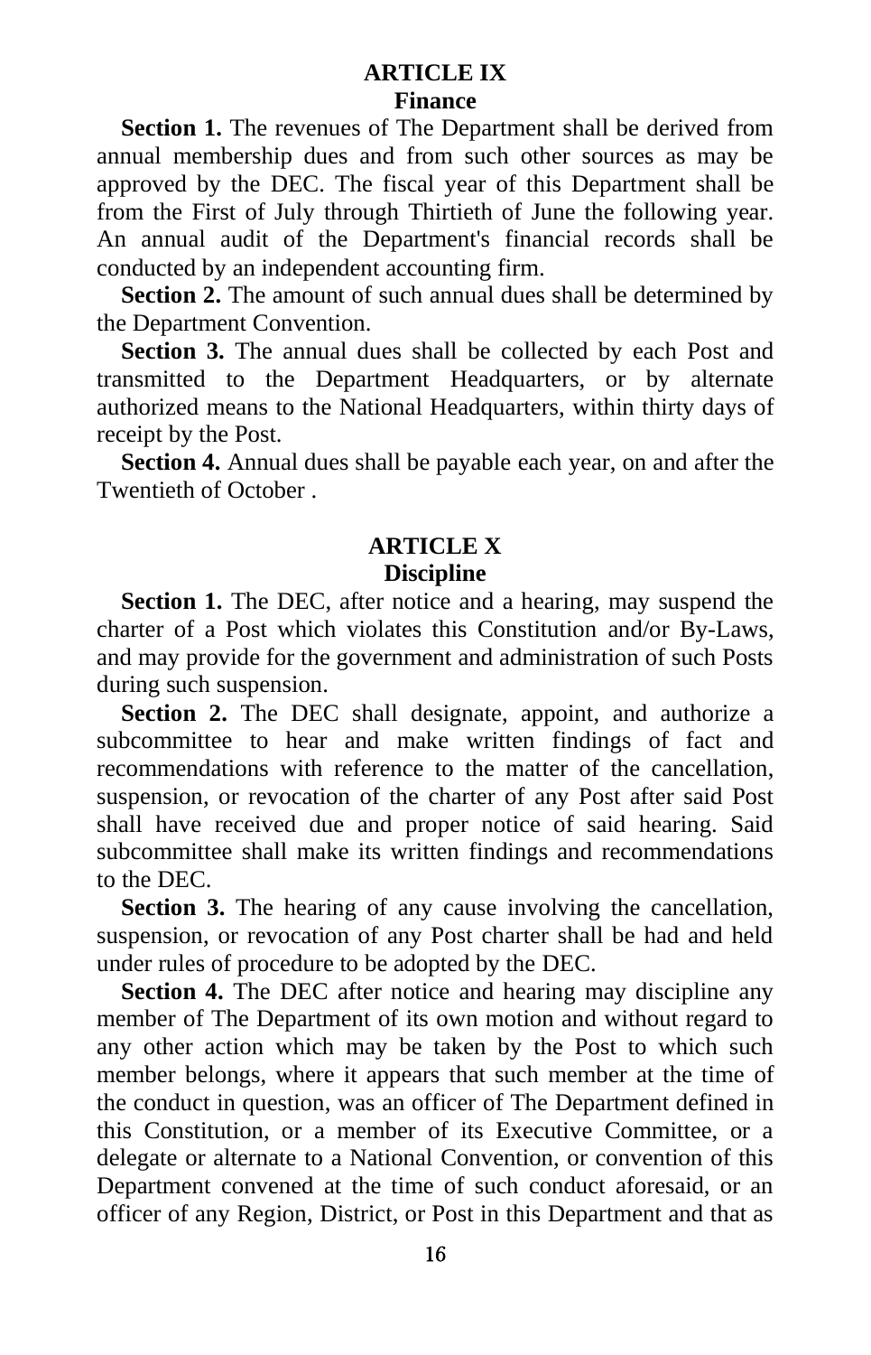## ARTICLE IX
### Finance

**Section 1.** The revenues of The Department shall be derived from annual membership dues and from such other sources as may be approved by the DEC. The fiscal year of this Department shall be from the First of July through Thirtieth of June the following year. An annual audit of the Department's financial records shall be conducted by an independent accounting firm.

**Section 2.** The amount of such annual dues shall be determined by the Department Convention.

**Section 3.** The annual dues shall be collected by each Post and transmitted to the Department Headquarters, or by alternate authorized means to the National Headquarters, within thirty days of receipt by the Post.

**Section 4.** Annual dues shall be payable each year, on and after the Twentieth of October .

## ARTICLE X
### Discipline

**Section 1.** The DEC, after notice and a hearing, may suspend the charter of a Post which violates this Constitution and/or By-Laws, and may provide for the government and administration of such Posts during such suspension.

**Section 2.** The DEC shall designate, appoint, and authorize a subcommittee to hear and make written findings of fact and recommendations with reference to the matter of the cancellation, suspension, or revocation of the charter of any Post after said Post shall have received due and proper notice of said hearing. Said subcommittee shall make its written findings and recommendations to the DEC.

**Section 3.** The hearing of any cause involving the cancellation, suspension, or revocation of any Post charter shall be had and held under rules of procedure to be adopted by the DEC.

**Section 4.** The DEC after notice and hearing may discipline any member of The Department of its own motion and without regard to any other action which may be taken by the Post to which such member belongs, where it appears that such member at the time of the conduct in question, was an officer of The Department defined in this Constitution, or a member of its Executive Committee, or a delegate or alternate to a National Convention, or convention of this Department convened at the time of such conduct aforesaid, or an officer of any Region, District, or Post in this Department and that as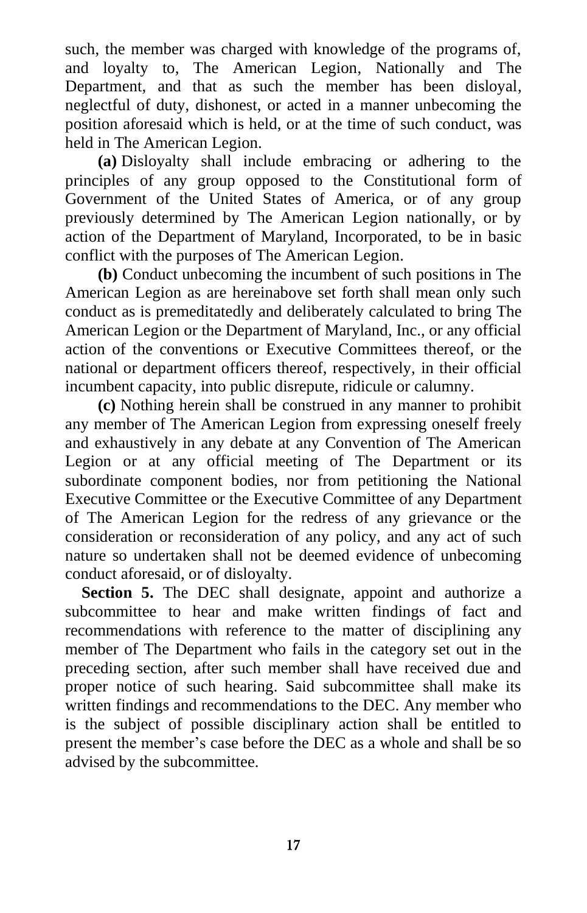such, the member was charged with knowledge of the programs of, and loyalty to, The American Legion, Nationally and The Department, and that as such the member has been disloyal, neglectful of duty, dishonest, or acted in a manner unbecoming the position aforesaid which is held, or at the time of such conduct, was held in The American Legion.

**(a)** Disloyalty shall include embracing or adhering to the principles of any group opposed to the Constitutional form of Government of the United States of America, or of any group previously determined by The American Legion nationally, or by action of the Department of Maryland, Incorporated, to be in basic conflict with the purposes of The American Legion.

**(b)** Conduct unbecoming the incumbent of such positions in The American Legion as are hereinabove set forth shall mean only such conduct as is premeditatedly and deliberately calculated to bring The American Legion or the Department of Maryland, Inc., or any official action of the conventions or Executive Committees thereof, or the national or department officers thereof, respectively, in their official incumbent capacity, into public disrepute, ridicule or calumny.

**(c)** Nothing herein shall be construed in any manner to prohibit any member of The American Legion from expressing oneself freely and exhaustively in any debate at any Convention of The American Legion or at any official meeting of The Department or its subordinate component bodies, nor from petitioning the National Executive Committee or the Executive Committee of any Department of The American Legion for the redress of any grievance or the consideration or reconsideration of any policy, and any act of such nature so undertaken shall not be deemed evidence of unbecoming conduct aforesaid, or of disloyalty.

**Section 5.** The DEC shall designate, appoint and authorize a subcommittee to hear and make written findings of fact and recommendations with reference to the matter of disciplining any member of The Department who fails in the category set out in the preceding section, after such member shall have received due and proper notice of such hearing. Said subcommittee shall make its written findings and recommendations to the DEC. Any member who is the subject of possible disciplinary action shall be entitled to present the member's case before the DEC as a whole and shall be so advised by the subcommittee.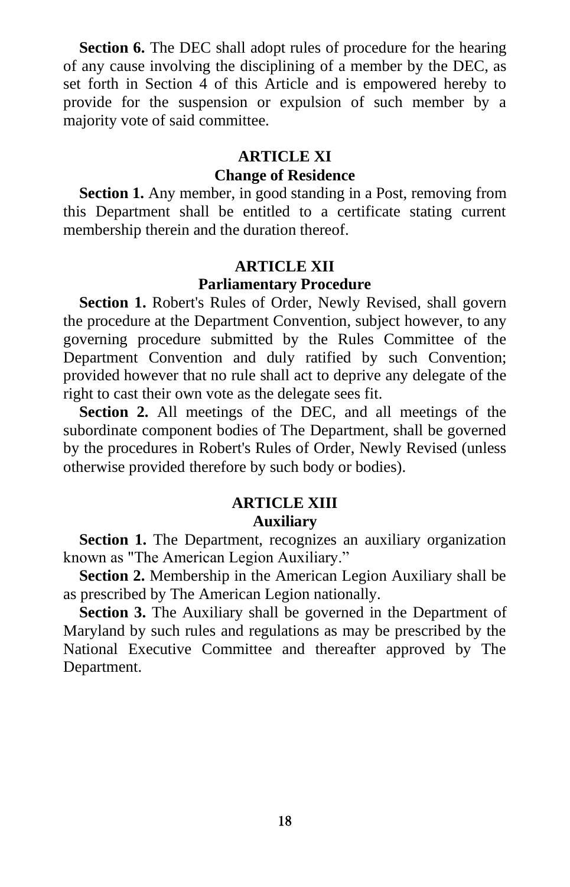**Section 6.** The DEC shall adopt rules of procedure for the hearing of any cause involving the disciplining of a member by the DEC, as set forth in Section 4 of this Article and is empowered hereby to provide for the suspension or expulsion of such member by a majority vote of said committee.

## ARTICLE XI
### Change of Residence

**Section 1.** Any member, in good standing in a Post, removing from this Department shall be entitled to a certificate stating current membership therein and the duration thereof.

## ARTICLE XII
### Parliamentary Procedure

**Section 1.** Robert's Rules of Order, Newly Revised, shall govern the procedure at the Department Convention, subject however, to any governing procedure submitted by the Rules Committee of the Department Convention and duly ratified by such Convention; provided however that no rule shall act to deprive any delegate of the right to cast their own vote as the delegate sees fit.

**Section 2.** All meetings of the DEC, and all meetings of the subordinate component bodies of The Department, shall be governed by the procedures in Robert's Rules of Order, Newly Revised (unless otherwise provided therefore by such body or bodies).

## ARTICLE XIII
### Auxiliary

**Section 1.** The Department, recognizes an auxiliary organization known as "The American Legion Auxiliary."

**Section 2.** Membership in the American Legion Auxiliary shall be as prescribed by The American Legion nationally.

**Section 3.** The Auxiliary shall be governed in the Department of Maryland by such rules and regulations as may be prescribed by the National Executive Committee and thereafter approved by The Department.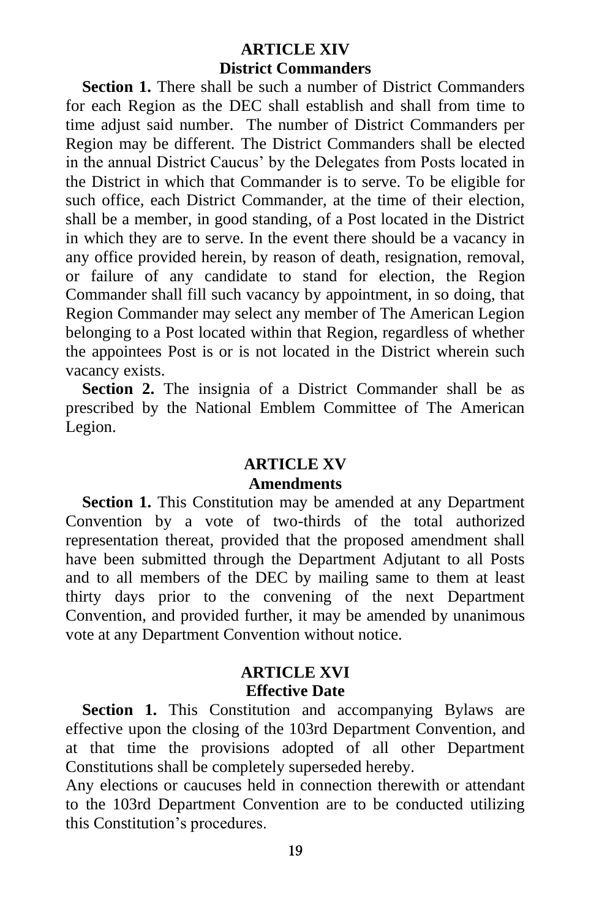## ARTICLE XIV
## District Commanders

**Section 1.** There shall be such a number of District Commanders for each Region as the DEC shall establish and shall from time to time adjust said number. The number of District Commanders per Region may be different. The District Commanders shall be elected in the annual District Caucus' by the Delegates from Posts located in the District in which that Commander is to serve. To be eligible for such office, each District Commander, at the time of their election, shall be a member, in good standing, of a Post located in the District in which they are to serve. In the event there should be a vacancy in any office provided herein, by reason of death, resignation, removal, or failure of any candidate to stand for election, the Region Commander shall fill such vacancy by appointment, in so doing, that Region Commander may select any member of The American Legion belonging to a Post located within that Region, regardless of whether the appointees Post is or is not located in the District wherein such vacancy exists.

**Section 2.** The insignia of a District Commander shall be as prescribed by the National Emblem Committee of The American Legion.

## ARTICLE XV
## Amendments

**Section 1.** This Constitution may be amended at any Department Convention by a vote of two-thirds of the total authorized representation thereat, provided that the proposed amendment shall have been submitted through the Department Adjutant to all Posts and to all members of the DEC by mailing same to them at least thirty days prior to the convening of the next Department Convention, and provided further, it may be amended by unanimous vote at any Department Convention without notice.

## ARTICLE XVI
## Effective Date

**Section 1.** This Constitution and accompanying Bylaws are effective upon the closing of the 103rd Department Convention, and at that time the provisions adopted of all other Department Constitutions shall be completely superseded hereby.

Any elections or caucuses held in connection therewith or attendant to the 103rd Department Convention are to be conducted utilizing this Constitution's procedures.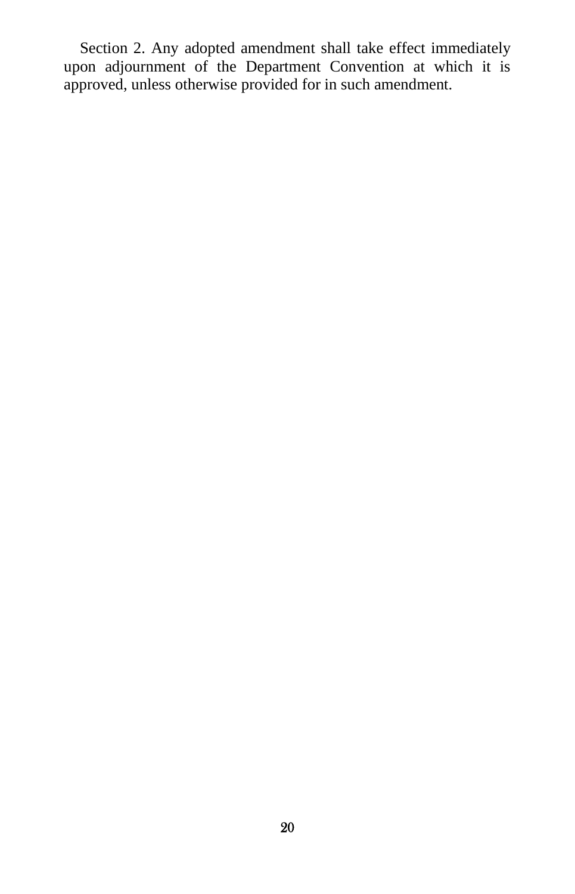Section 2. Any adopted amendment shall take effect immediately upon adjournment of the Department Convention at which it is approved, unless otherwise provided for in such amendment.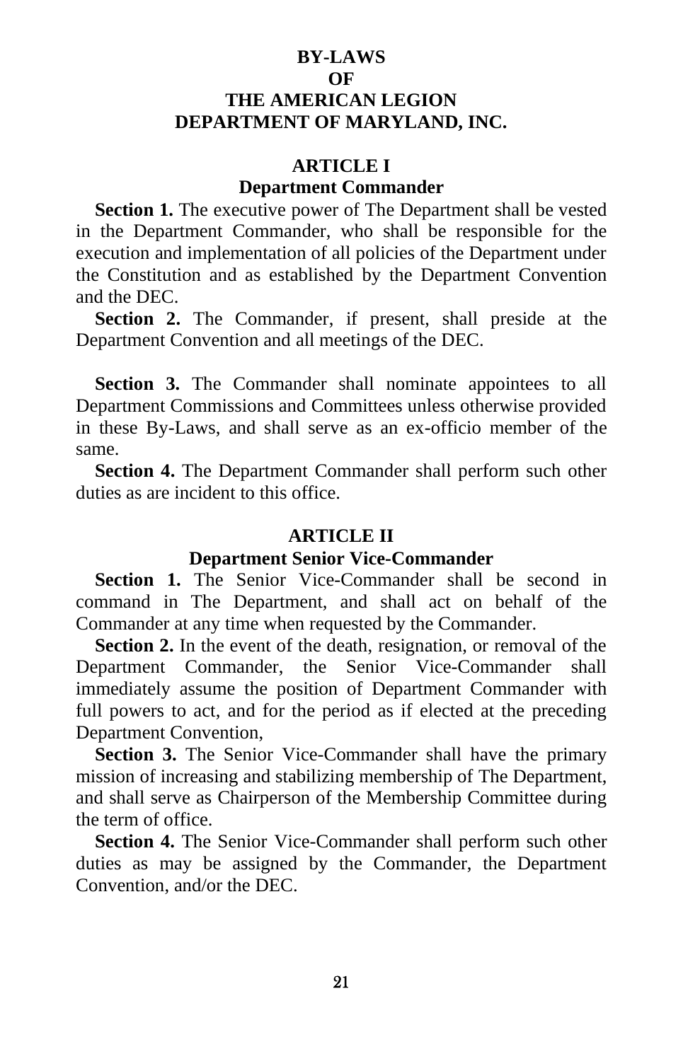# BY-LAWS
# OF
# THE AMERICAN LEGION
# DEPARTMENT OF MARYLAND, INC.

## ARTICLE I
## Department Commander

**Section 1.** The executive power of The Department shall be vested in the Department Commander, who shall be responsible for the execution and implementation of all policies of the Department under the Constitution and as established by the Department Convention and the DEC.

**Section 2.** The Commander, if present, shall preside at the Department Convention and all meetings of the DEC.

**Section 3.** The Commander shall nominate appointees to all Department Commissions and Committees unless otherwise provided in these By-Laws, and shall serve as an ex-officio member of the same.

**Section 4.** The Department Commander shall perform such other duties as are incident to this office.

## ARTICLE II
## Department Senior Vice-Commander

**Section 1.** The Senior Vice-Commander shall be second in command in The Department, and shall act on behalf of the Commander at any time when requested by the Commander.

**Section 2.** In the event of the death, resignation, or removal of the Department Commander, the Senior Vice-Commander shall immediately assume the position of Department Commander with full powers to act, and for the period as if elected at the preceding Department Convention,

**Section 3.** The Senior Vice-Commander shall have the primary mission of increasing and stabilizing membership of The Department, and shall serve as Chairperson of the Membership Committee during the term of office.

**Section 4.** The Senior Vice-Commander shall perform such other duties as may be assigned by the Commander, the Department Convention, and/or the DEC.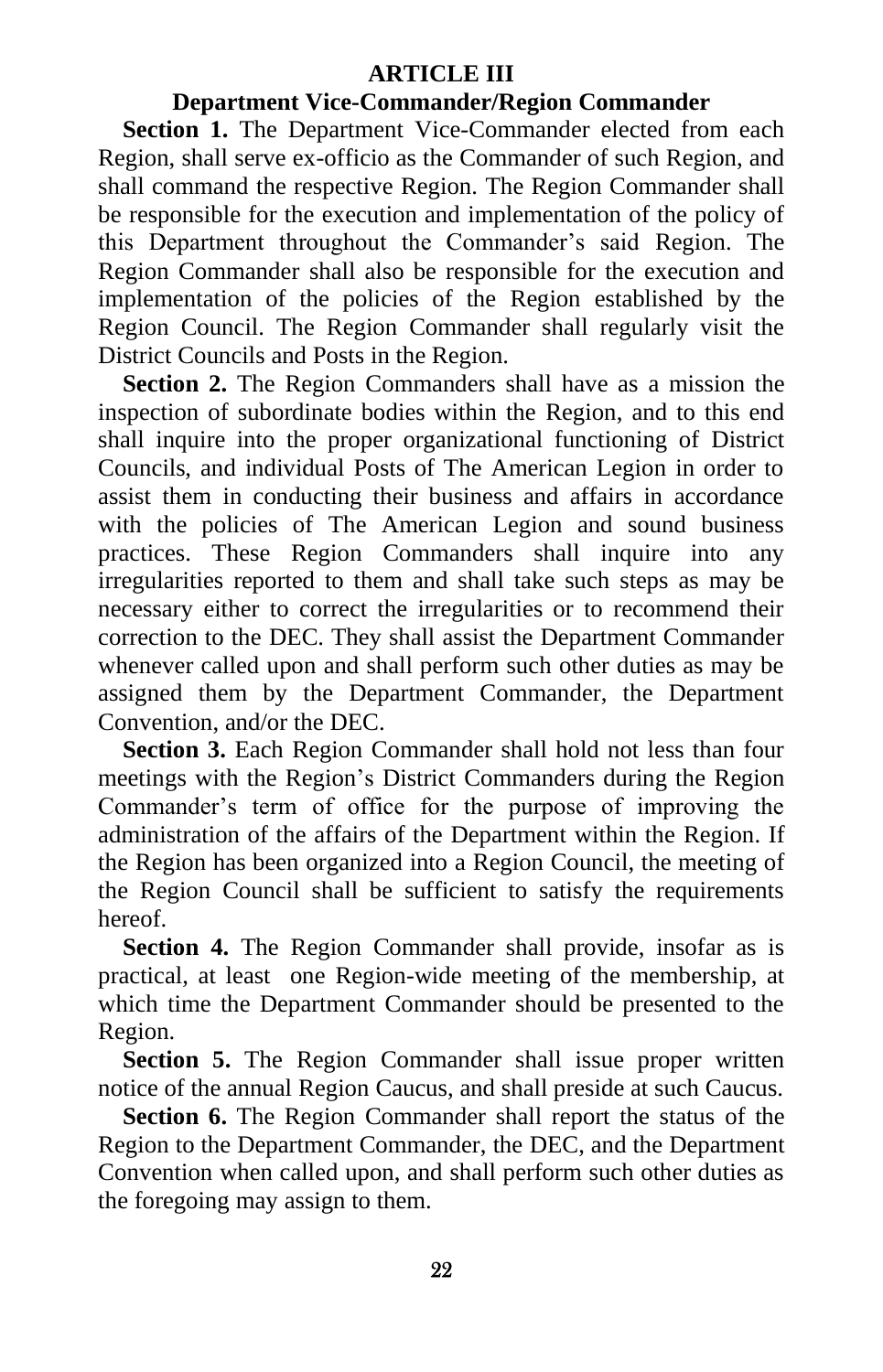## ARTICLE III

### Department Vice-Commander/Region Commander

**Section 1.** The Department Vice-Commander elected from each Region, shall serve ex-officio as the Commander of such Region, and shall command the respective Region. The Region Commander shall be responsible for the execution and implementation of the policy of this Department throughout the Commander's said Region. The Region Commander shall also be responsible for the execution and implementation of the policies of the Region established by the Region Council. The Region Commander shall regularly visit the District Councils and Posts in the Region.

**Section 2.** The Region Commanders shall have as a mission the inspection of subordinate bodies within the Region, and to this end shall inquire into the proper organizational functioning of District Councils, and individual Posts of The American Legion in order to assist them in conducting their business and affairs in accordance with the policies of The American Legion and sound business practices. These Region Commanders shall inquire into any irregularities reported to them and shall take such steps as may be necessary either to correct the irregularities or to recommend their correction to the DEC. They shall assist the Department Commander whenever called upon and shall perform such other duties as may be assigned them by the Department Commander, the Department Convention, and/or the DEC.

**Section 3.** Each Region Commander shall hold not less than four meetings with the Region's District Commanders during the Region Commander's term of office for the purpose of improving the administration of the affairs of the Department within the Region. If the Region has been organized into a Region Council, the meeting of the Region Council shall be sufficient to satisfy the requirements hereof.

**Section 4.** The Region Commander shall provide, insofar as is practical, at least one Region-wide meeting of the membership, at which time the Department Commander should be presented to the Region.

**Section 5.** The Region Commander shall issue proper written notice of the annual Region Caucus, and shall preside at such Caucus.

**Section 6.** The Region Commander shall report the status of the Region to the Department Commander, the DEC, and the Department Convention when called upon, and shall perform such other duties as the foregoing may assign to them.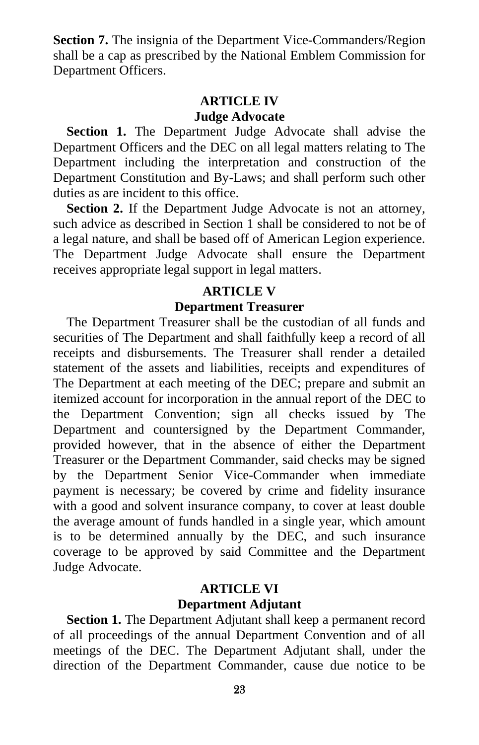**Section 7.** The insignia of the Department Vice-Commanders/Region shall be a cap as prescribed by the National Emblem Commission for Department Officers.

## ARTICLE IV
## Judge Advocate

**Section 1.** The Department Judge Advocate shall advise the Department Officers and the DEC on all legal matters relating to The Department including the interpretation and construction of the Department Constitution and By-Laws; and shall perform such other duties as are incident to this office.

**Section 2.** If the Department Judge Advocate is not an attorney, such advice as described in Section 1 shall be considered to not be of a legal nature, and shall be based off of American Legion experience. The Department Judge Advocate shall ensure the Department receives appropriate legal support in legal matters.

## ARTICLE V
## Department Treasurer

The Department Treasurer shall be the custodian of all funds and securities of The Department and shall faithfully keep a record of all receipts and disbursements. The Treasurer shall render a detailed statement of the assets and liabilities, receipts and expenditures of The Department at each meeting of the DEC; prepare and submit an itemized account for incorporation in the annual report of the DEC to the Department Convention; sign all checks issued by The Department and countersigned by the Department Commander, provided however, that in the absence of either the Department Treasurer or the Department Commander, said checks may be signed by the Department Senior Vice-Commander when immediate payment is necessary; be covered by crime and fidelity insurance with a good and solvent insurance company, to cover at least double the average amount of funds handled in a single year, which amount is to be determined annually by the DEC, and such insurance coverage to be approved by said Committee and the Department Judge Advocate.

## ARTICLE VI
## Department Adjutant

**Section 1.** The Department Adjutant shall keep a permanent record of all proceedings of the annual Department Convention and of all meetings of the DEC. The Department Adjutant shall, under the direction of the Department Commander, cause due notice to be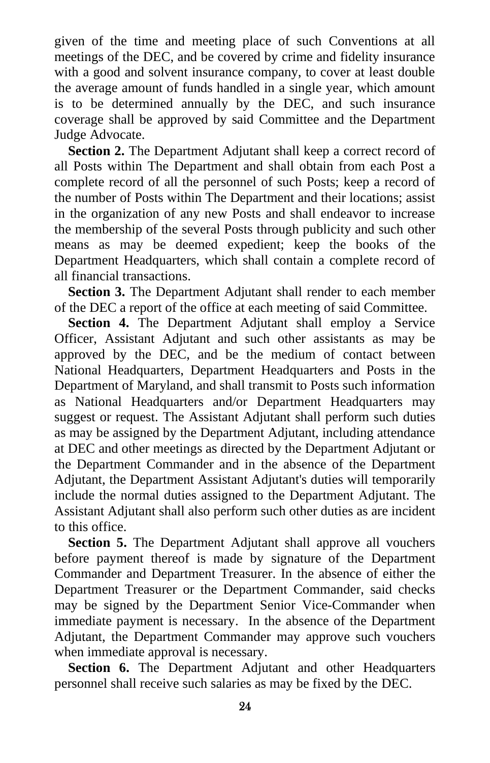given of the time and meeting place of such Conventions at all meetings of the DEC, and be covered by crime and fidelity insurance with a good and solvent insurance company, to cover at least double the average amount of funds handled in a single year, which amount is to be determined annually by the DEC, and such insurance coverage shall be approved by said Committee and the Department Judge Advocate.

**Section 2.** The Department Adjutant shall keep a correct record of all Posts within The Department and shall obtain from each Post a complete record of all the personnel of such Posts; keep a record of the number of Posts within The Department and their locations; assist in the organization of any new Posts and shall endeavor to increase the membership of the several Posts through publicity and such other means as may be deemed expedient; keep the books of the Department Headquarters, which shall contain a complete record of all financial transactions.

**Section 3.** The Department Adjutant shall render to each member of the DEC a report of the office at each meeting of said Committee.

**Section 4.** The Department Adjutant shall employ a Service Officer, Assistant Adjutant and such other assistants as may be approved by the DEC, and be the medium of contact between National Headquarters, Department Headquarters and Posts in the Department of Maryland, and shall transmit to Posts such information as National Headquarters and/or Department Headquarters may suggest or request. The Assistant Adjutant shall perform such duties as may be assigned by the Department Adjutant, including attendance at DEC and other meetings as directed by the Department Adjutant or the Department Commander and in the absence of the Department Adjutant, the Department Assistant Adjutant's duties will temporarily include the normal duties assigned to the Department Adjutant. The Assistant Adjutant shall also perform such other duties as are incident to this office.

**Section 5.** The Department Adjutant shall approve all vouchers before payment thereof is made by signature of the Department Commander and Department Treasurer. In the absence of either the Department Treasurer or the Department Commander, said checks may be signed by the Department Senior Vice-Commander when immediate payment is necessary. In the absence of the Department Adjutant, the Department Commander may approve such vouchers when immediate approval is necessary.

**Section 6.** The Department Adjutant and other Headquarters personnel shall receive such salaries as may be fixed by the DEC.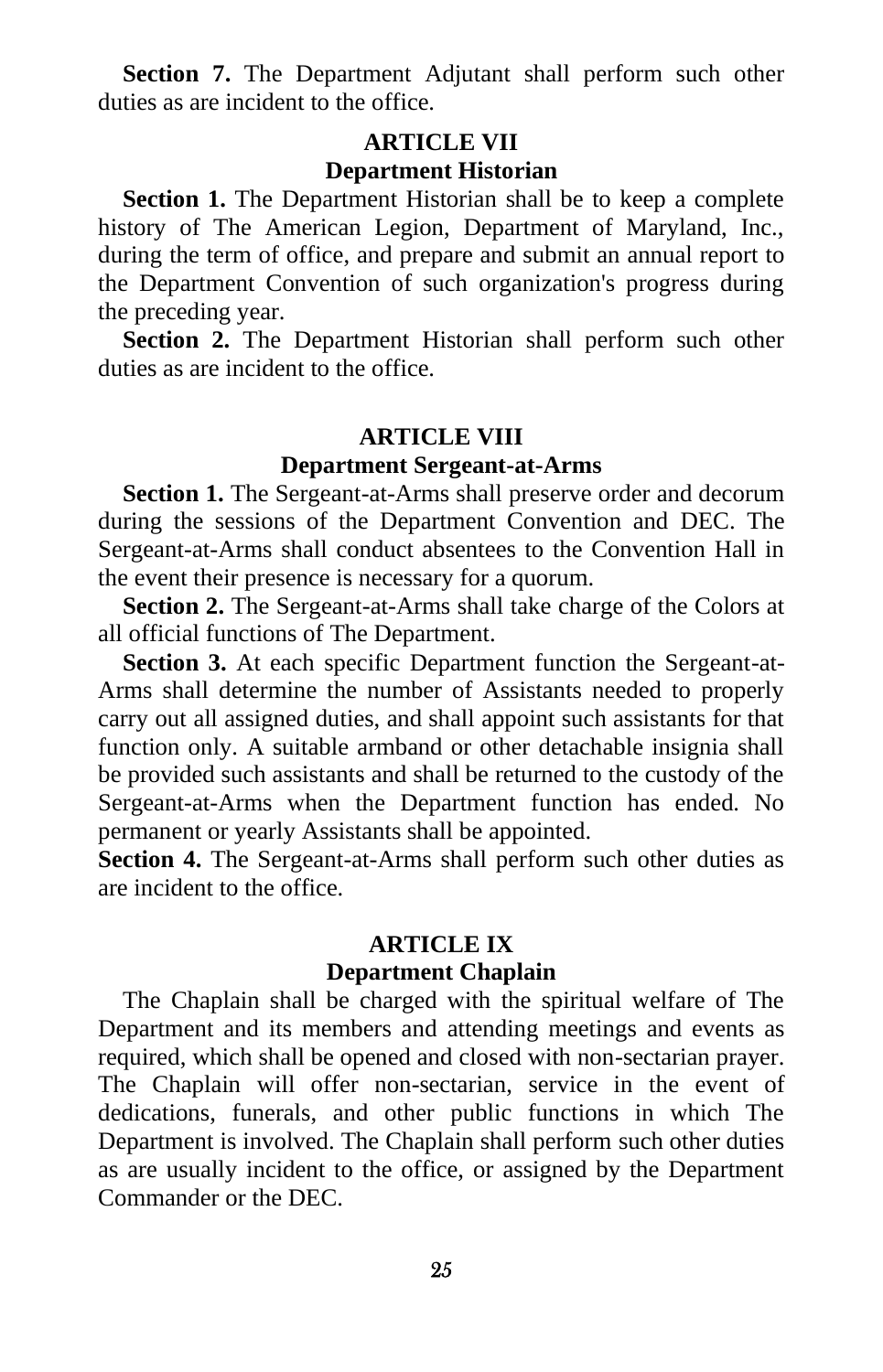**Section 7.** The Department Adjutant shall perform such other duties as are incident to the office.

## ARTICLE VII
## Department Historian

**Section 1.** The Department Historian shall be to keep a complete history of The American Legion, Department of Maryland, Inc., during the term of office, and prepare and submit an annual report to the Department Convention of such organization's progress during the preceding year.

**Section 2.** The Department Historian shall perform such other duties as are incident to the office.

## ARTICLE VIII
## Department Sergeant-at-Arms

**Section 1.** The Sergeant-at-Arms shall preserve order and decorum during the sessions of the Department Convention and DEC. The Sergeant-at-Arms shall conduct absentees to the Convention Hall in the event their presence is necessary for a quorum.

**Section 2.** The Sergeant-at-Arms shall take charge of the Colors at all official functions of The Department.

**Section 3.** At each specific Department function the Sergeant-at-Arms shall determine the number of Assistants needed to properly carry out all assigned duties, and shall appoint such assistants for that function only. A suitable armband or other detachable insignia shall be provided such assistants and shall be returned to the custody of the Sergeant-at-Arms when the Department function has ended. No permanent or yearly Assistants shall be appointed.

**Section 4.** The Sergeant-at-Arms shall perform such other duties as are incident to the office.

## ARTICLE IX
## Department Chaplain

The Chaplain shall be charged with the spiritual welfare of The Department and its members and attending meetings and events as required, which shall be opened and closed with non-sectarian prayer. The Chaplain will offer non-sectarian, service in the event of dedications, funerals, and other public functions in which The Department is involved. The Chaplain shall perform such other duties as are usually incident to the office, or assigned by the Department Commander or the DEC.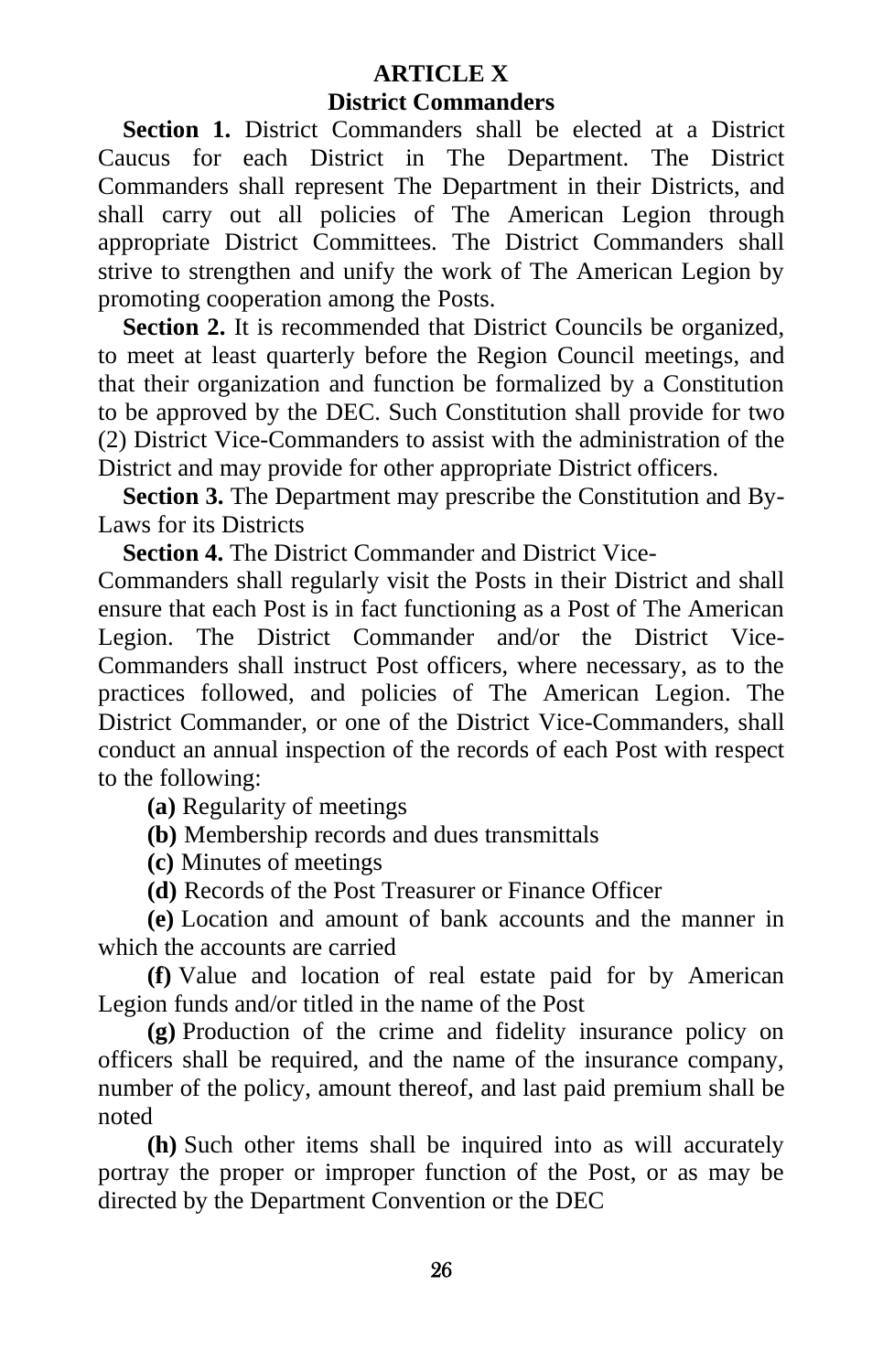## ARTICLE X
## District Commanders

**Section 1.** District Commanders shall be elected at a District Caucus for each District in The Department. The District Commanders shall represent The Department in their Districts, and shall carry out all policies of The American Legion through appropriate District Committees. The District Commanders shall strive to strengthen and unify the work of The American Legion by promoting cooperation among the Posts.

**Section 2.** It is recommended that District Councils be organized, to meet at least quarterly before the Region Council meetings, and that their organization and function be formalized by a Constitution to be approved by the DEC. Such Constitution shall provide for two (2) District Vice-Commanders to assist with the administration of the District and may provide for other appropriate District officers.

**Section 3.** The Department may prescribe the Constitution and By-Laws for its Districts

**Section 4.** The District Commander and District Vice-Commanders shall regularly visit the Posts in their District and shall ensure that each Post is in fact functioning as a Post of The American Legion. The District Commander and/or the District Vice-Commanders shall instruct Post officers, where necessary, as to the practices followed, and policies of The American Legion. The District Commander, or one of the District Vice-Commanders, shall conduct an annual inspection of the records of each Post with respect to the following:

**(a)** Regularity of meetings

**(b)** Membership records and dues transmittals

**(c)** Minutes of meetings

**(d)** Records of the Post Treasurer or Finance Officer

**(e)** Location and amount of bank accounts and the manner in which the accounts are carried

**(f)** Value and location of real estate paid for by American Legion funds and/or titled in the name of the Post

**(g)** Production of the crime and fidelity insurance policy on officers shall be required, and the name of the insurance company, number of the policy, amount thereof, and last paid premium shall be noted

**(h)** Such other items shall be inquired into as will accurately portray the proper or improper function of the Post, or as may be directed by the Department Convention or the DEC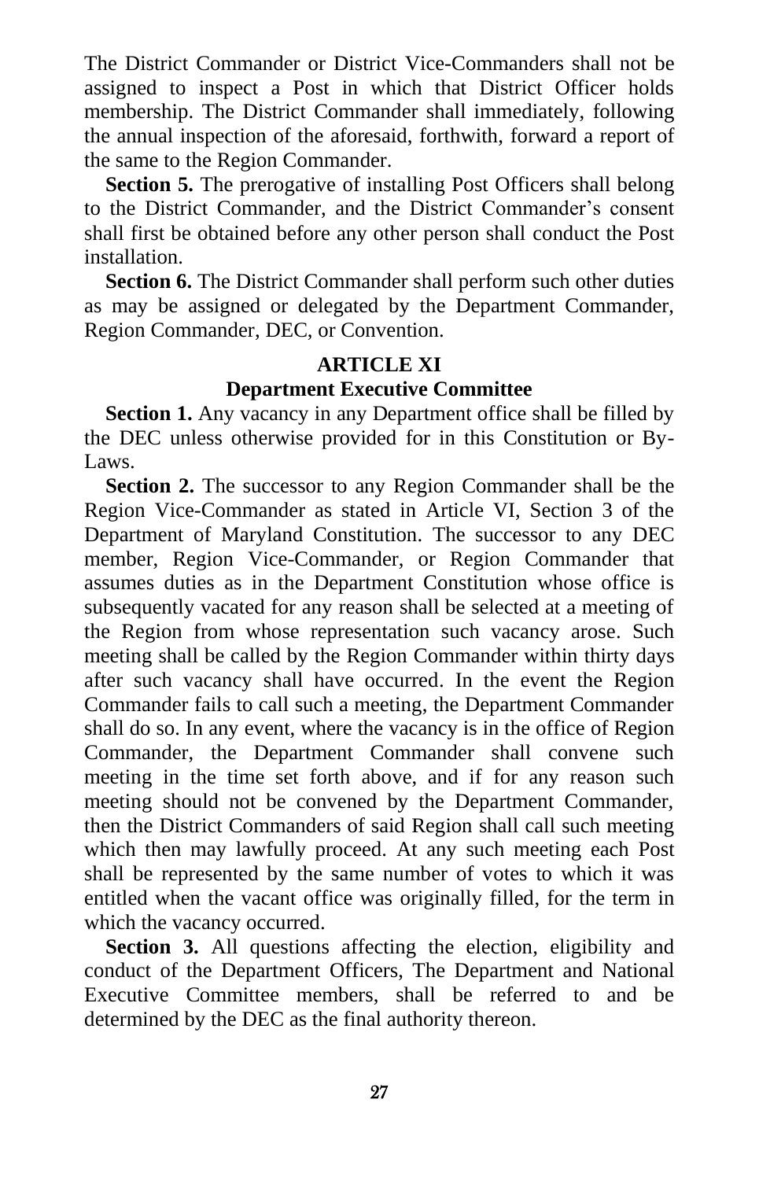The District Commander or District Vice-Commanders shall not be assigned to inspect a Post in which that District Officer holds membership. The District Commander shall immediately, following the annual inspection of the aforesaid, forthwith, forward a report of the same to the Region Commander.

**Section 5.** The prerogative of installing Post Officers shall belong to the District Commander, and the District Commander's consent shall first be obtained before any other person shall conduct the Post installation.

**Section 6.** The District Commander shall perform such other duties as may be assigned or delegated by the Department Commander, Region Commander, DEC, or Convention.

## ARTICLE XI
### Department Executive Committee

**Section 1.** Any vacancy in any Department office shall be filled by the DEC unless otherwise provided for in this Constitution or By-Laws.

**Section 2.** The successor to any Region Commander shall be the Region Vice-Commander as stated in Article VI, Section 3 of the Department of Maryland Constitution. The successor to any DEC member, Region Vice-Commander, or Region Commander that assumes duties as in the Department Constitution whose office is subsequently vacated for any reason shall be selected at a meeting of the Region from whose representation such vacancy arose. Such meeting shall be called by the Region Commander within thirty days after such vacancy shall have occurred. In the event the Region Commander fails to call such a meeting, the Department Commander shall do so. In any event, where the vacancy is in the office of Region Commander, the Department Commander shall convene such meeting in the time set forth above, and if for any reason such meeting should not be convened by the Department Commander, then the District Commanders of said Region shall call such meeting which then may lawfully proceed. At any such meeting each Post shall be represented by the same number of votes to which it was entitled when the vacant office was originally filled, for the term in which the vacancy occurred.

**Section 3.** All questions affecting the election, eligibility and conduct of the Department Officers, The Department and National Executive Committee members, shall be referred to and be determined by the DEC as the final authority thereon.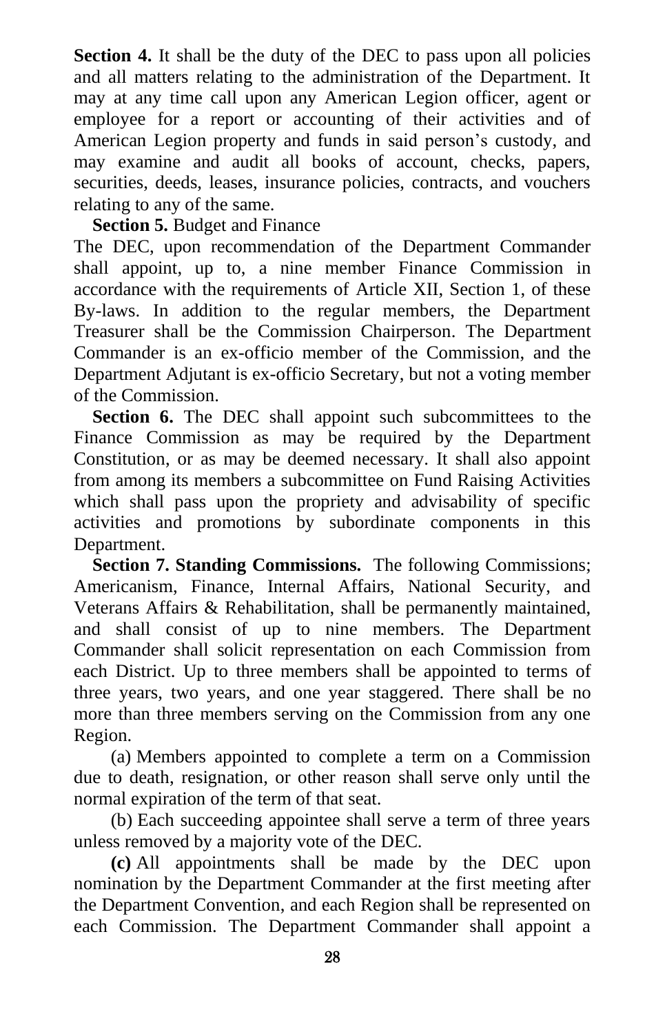**Section 4.** It shall be the duty of the DEC to pass upon all policies and all matters relating to the administration of the Department. It may at any time call upon any American Legion officer, agent or employee for a report or accounting of their activities and of American Legion property and funds in said person's custody, and may examine and audit all books of account, checks, papers, securities, deeds, leases, insurance policies, contracts, and vouchers relating to any of the same.

**Section 5.** Budget and Finance

The DEC, upon recommendation of the Department Commander shall appoint, up to, a nine member Finance Commission in accordance with the requirements of Article XII, Section 1, of these By-laws. In addition to the regular members, the Department Treasurer shall be the Commission Chairperson. The Department Commander is an ex-officio member of the Commission, and the Department Adjutant is ex-officio Secretary, but not a voting member of the Commission.

**Section 6.** The DEC shall appoint such subcommittees to the Finance Commission as may be required by the Department Constitution, or as may be deemed necessary. It shall also appoint from among its members a subcommittee on Fund Raising Activities which shall pass upon the propriety and advisability of specific activities and promotions by subordinate components in this Department.

**Section 7. Standing Commissions.** The following Commissions; Americanism, Finance, Internal Affairs, National Security, and Veterans Affairs & Rehabilitation, shall be permanently maintained, and shall consist of up to nine members. The Department Commander shall solicit representation on each Commission from each District. Up to three members shall be appointed to terms of three years, two years, and one year staggered. There shall be no more than three members serving on the Commission from any one Region.

(a) Members appointed to complete a term on a Commission due to death, resignation, or other reason shall serve only until the normal expiration of the term of that seat.

(b) Each succeeding appointee shall serve a term of three years unless removed by a majority vote of the DEC.

**(c)** All appointments shall be made by the DEC upon nomination by the Department Commander at the first meeting after the Department Convention, and each Region shall be represented on each Commission. The Department Commander shall appoint a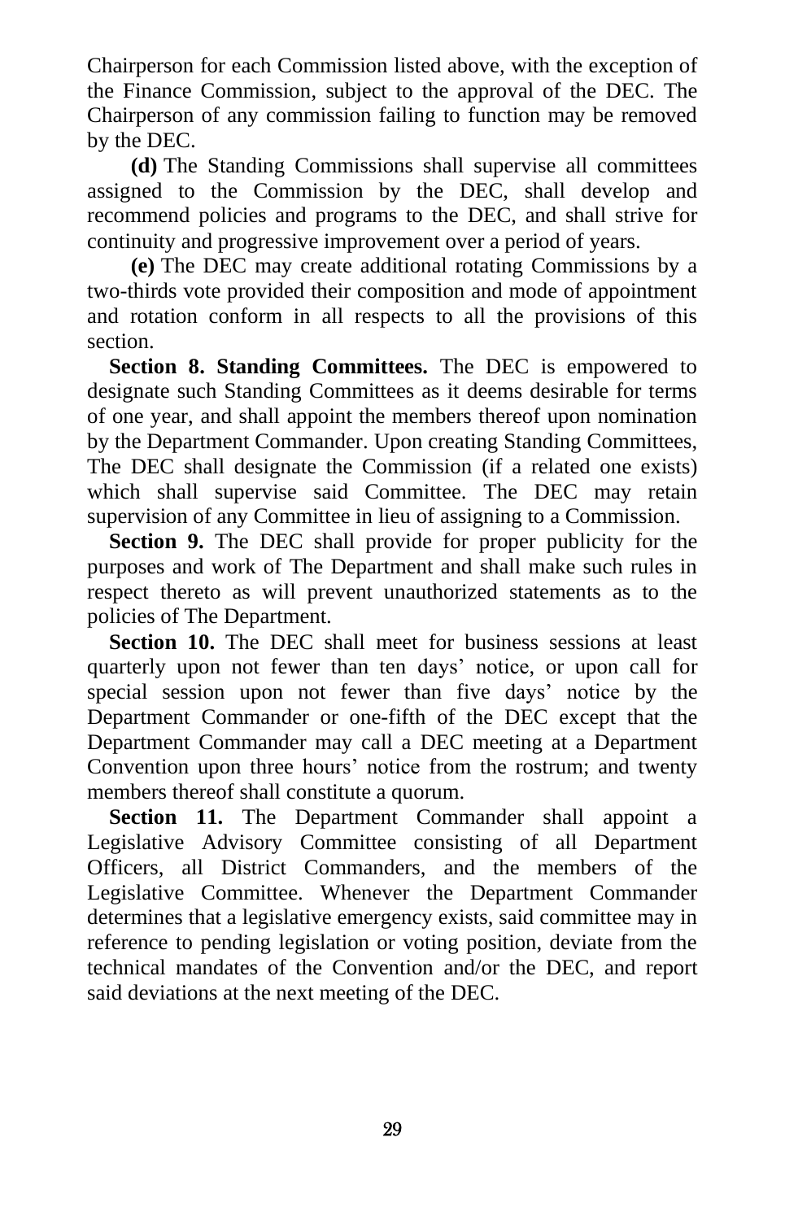Chairperson for each Commission listed above, with the exception of the Finance Commission, subject to the approval of the DEC. The Chairperson of any commission failing to function may be removed by the DEC.

**(d)** The Standing Commissions shall supervise all committees assigned to the Commission by the DEC, shall develop and recommend policies and programs to the DEC, and shall strive for continuity and progressive improvement over a period of years.

**(e)** The DEC may create additional rotating Commissions by a two-thirds vote provided their composition and mode of appointment and rotation conform in all respects to all the provisions of this section.

**Section 8. Standing Committees.** The DEC is empowered to designate such Standing Committees as it deems desirable for terms of one year, and shall appoint the members thereof upon nomination by the Department Commander. Upon creating Standing Committees, The DEC shall designate the Commission (if a related one exists) which shall supervise said Committee. The DEC may retain supervision of any Committee in lieu of assigning to a Commission.

**Section 9.** The DEC shall provide for proper publicity for the purposes and work of The Department and shall make such rules in respect thereto as will prevent unauthorized statements as to the policies of The Department.

**Section 10.** The DEC shall meet for business sessions at least quarterly upon not fewer than ten days' notice, or upon call for special session upon not fewer than five days' notice by the Department Commander or one-fifth of the DEC except that the Department Commander may call a DEC meeting at a Department Convention upon three hours' notice from the rostrum; and twenty members thereof shall constitute a quorum.

**Section 11.** The Department Commander shall appoint a Legislative Advisory Committee consisting of all Department Officers, all District Commanders, and the members of the Legislative Committee. Whenever the Department Commander determines that a legislative emergency exists, said committee may in reference to pending legislation or voting position, deviate from the technical mandates of the Convention and/or the DEC, and report said deviations at the next meeting of the DEC.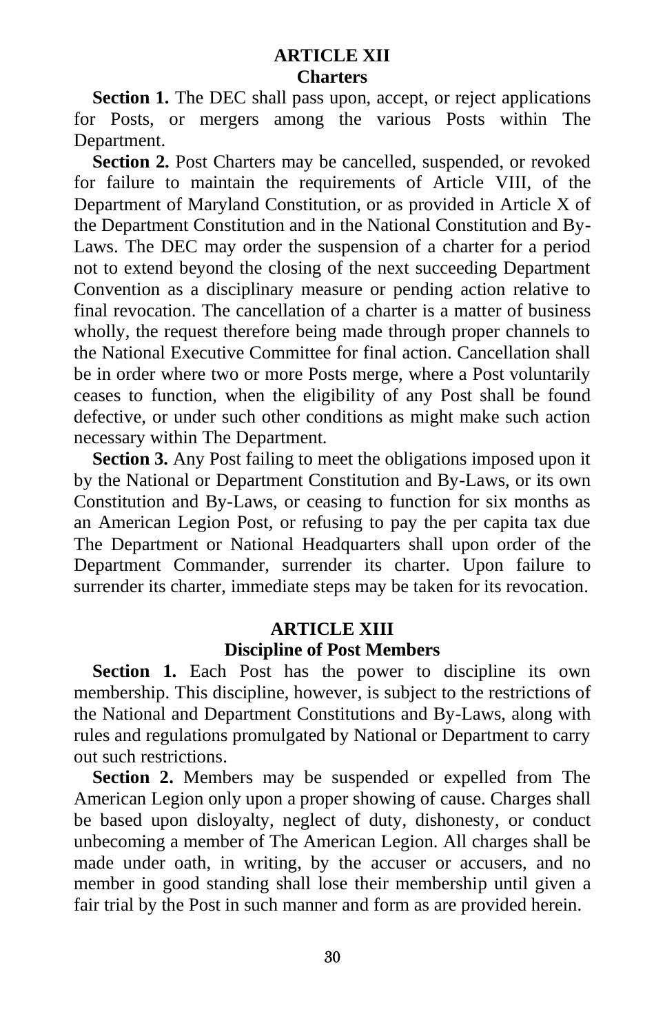## ARTICLE XII
### Charters

**Section 1.** The DEC shall pass upon, accept, or reject applications for Posts, or mergers among the various Posts within The Department.

**Section 2.** Post Charters may be cancelled, suspended, or revoked for failure to maintain the requirements of Article VIII, of the Department of Maryland Constitution, or as provided in Article X of the Department Constitution and in the National Constitution and By-Laws. The DEC may order the suspension of a charter for a period not to extend beyond the closing of the next succeeding Department Convention as a disciplinary measure or pending action relative to final revocation. The cancellation of a charter is a matter of business wholly, the request therefore being made through proper channels to the National Executive Committee for final action. Cancellation shall be in order where two or more Posts merge, where a Post voluntarily ceases to function, when the eligibility of any Post shall be found defective, or under such other conditions as might make such action necessary within The Department.

**Section 3.** Any Post failing to meet the obligations imposed upon it by the National or Department Constitution and By-Laws, or its own Constitution and By-Laws, or ceasing to function for six months as an American Legion Post, or refusing to pay the per capita tax due The Department or National Headquarters shall upon order of the Department Commander, surrender its charter. Upon failure to surrender its charter, immediate steps may be taken for its revocation.

## ARTICLE XIII
### Discipline of Post Members

**Section 1.** Each Post has the power to discipline its own membership. This discipline, however, is subject to the restrictions of the National and Department Constitutions and By-Laws, along with rules and regulations promulgated by National or Department to carry out such restrictions.

**Section 2.** Members may be suspended or expelled from The American Legion only upon a proper showing of cause. Charges shall be based upon disloyalty, neglect of duty, dishonesty, or conduct unbecoming a member of The American Legion. All charges shall be made under oath, in writing, by the accuser or accusers, and no member in good standing shall lose their membership until given a fair trial by the Post in such manner and form as are provided herein.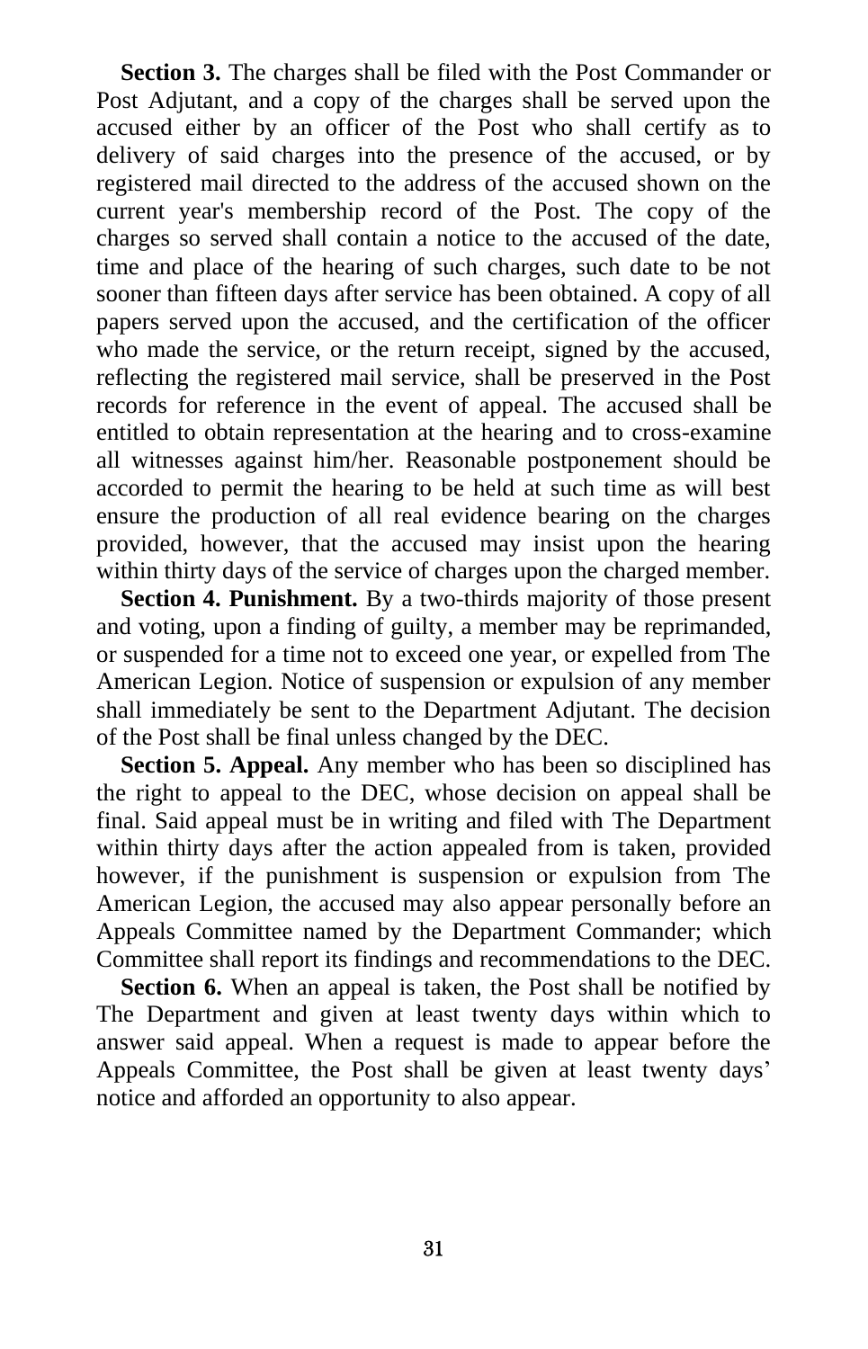**Section 3.** The charges shall be filed with the Post Commander or Post Adjutant, and a copy of the charges shall be served upon the accused either by an officer of the Post who shall certify as to delivery of said charges into the presence of the accused, or by registered mail directed to the address of the accused shown on the current year's membership record of the Post. The copy of the charges so served shall contain a notice to the accused of the date, time and place of the hearing of such charges, such date to be not sooner than fifteen days after service has been obtained. A copy of all papers served upon the accused, and the certification of the officer who made the service, or the return receipt, signed by the accused, reflecting the registered mail service, shall be preserved in the Post records for reference in the event of appeal. The accused shall be entitled to obtain representation at the hearing and to cross-examine all witnesses against him/her. Reasonable postponement should be accorded to permit the hearing to be held at such time as will best ensure the production of all real evidence bearing on the charges provided, however, that the accused may insist upon the hearing within thirty days of the service of charges upon the charged member.

**Section 4. Punishment.** By a two-thirds majority of those present and voting, upon a finding of guilty, a member may be reprimanded, or suspended for a time not to exceed one year, or expelled from The American Legion. Notice of suspension or expulsion of any member shall immediately be sent to the Department Adjutant. The decision of the Post shall be final unless changed by the DEC.

**Section 5. Appeal.** Any member who has been so disciplined has the right to appeal to the DEC, whose decision on appeal shall be final. Said appeal must be in writing and filed with The Department within thirty days after the action appealed from is taken, provided however, if the punishment is suspension or expulsion from The American Legion, the accused may also appear personally before an Appeals Committee named by the Department Commander; which Committee shall report its findings and recommendations to the DEC.

**Section 6.** When an appeal is taken, the Post shall be notified by The Department and given at least twenty days within which to answer said appeal. When a request is made to appear before the Appeals Committee, the Post shall be given at least twenty days' notice and afforded an opportunity to also appear.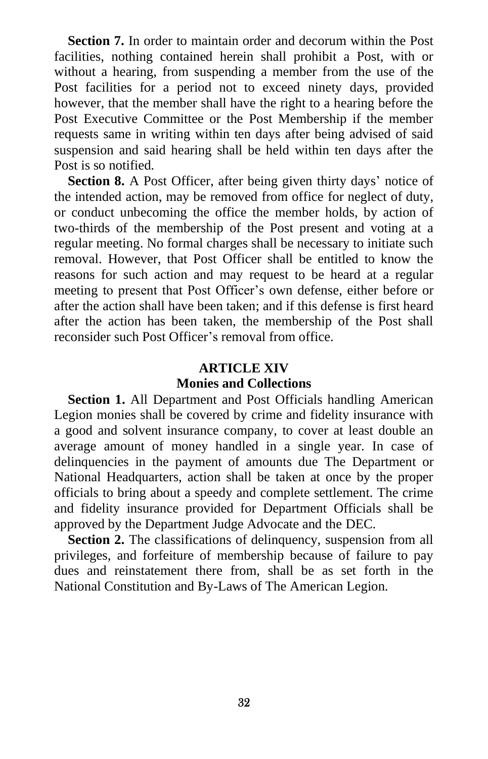**Section 7.** In order to maintain order and decorum within the Post facilities, nothing contained herein shall prohibit a Post, with or without a hearing, from suspending a member from the use of the Post facilities for a period not to exceed ninety days, provided however, that the member shall have the right to a hearing before the Post Executive Committee or the Post Membership if the member requests same in writing within ten days after being advised of said suspension and said hearing shall be held within ten days after the Post is so notified.

**Section 8.** A Post Officer, after being given thirty days' notice of the intended action, may be removed from office for neglect of duty, or conduct unbecoming the office the member holds, by action of two-thirds of the membership of the Post present and voting at a regular meeting. No formal charges shall be necessary to initiate such removal. However, that Post Officer shall be entitled to know the reasons for such action and may request to be heard at a regular meeting to present that Post Officer's own defense, either before or after the action shall have been taken; and if this defense is first heard after the action has been taken, the membership of the Post shall reconsider such Post Officer's removal from office.

## ARTICLE XIV
## Monies and Collections

**Section 1.** All Department and Post Officials handling American Legion monies shall be covered by crime and fidelity insurance with a good and solvent insurance company, to cover at least double an average amount of money handled in a single year. In case of delinquencies in the payment of amounts due The Department or National Headquarters, action shall be taken at once by the proper officials to bring about a speedy and complete settlement. The crime and fidelity insurance provided for Department Officials shall be approved by the Department Judge Advocate and the DEC.

**Section 2.** The classifications of delinquency, suspension from all privileges, and forfeiture of membership because of failure to pay dues and reinstatement there from, shall be as set forth in the National Constitution and By-Laws of The American Legion.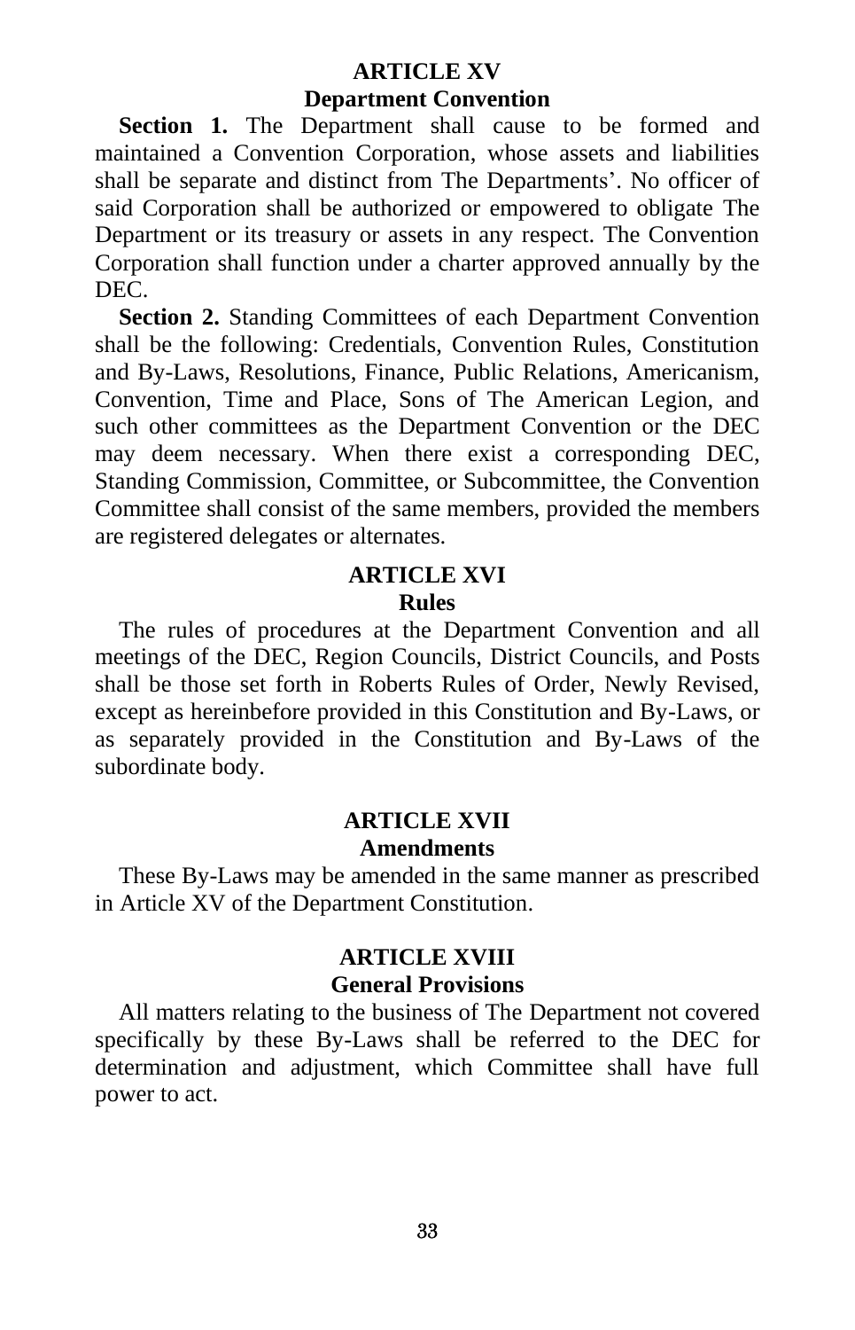## ARTICLE XV
### Department Convention

**Section 1.** The Department shall cause to be formed and maintained a Convention Corporation, whose assets and liabilities shall be separate and distinct from The Departments'. No officer of said Corporation shall be authorized or empowered to obligate The Department or its treasury or assets in any respect. The Convention Corporation shall function under a charter approved annually by the DEC.

**Section 2.** Standing Committees of each Department Convention shall be the following: Credentials, Convention Rules, Constitution and By-Laws, Resolutions, Finance, Public Relations, Americanism, Convention, Time and Place, Sons of The American Legion, and such other committees as the Department Convention or the DEC may deem necessary. When there exist a corresponding DEC, Standing Commission, Committee, or Subcommittee, the Convention Committee shall consist of the same members, provided the members are registered delegates or alternates.

## ARTICLE XVI
### Rules

The rules of procedures at the Department Convention and all meetings of the DEC, Region Councils, District Councils, and Posts shall be those set forth in Roberts Rules of Order, Newly Revised, except as hereinbefore provided in this Constitution and By-Laws, or as separately provided in the Constitution and By-Laws of the subordinate body.

## ARTICLE XVII
### Amendments

These By-Laws may be amended in the same manner as prescribed in Article XV of the Department Constitution.

## ARTICLE XVIII
### General Provisions

All matters relating to the business of The Department not covered specifically by these By-Laws shall be referred to the DEC for determination and adjustment, which Committee shall have full power to act.